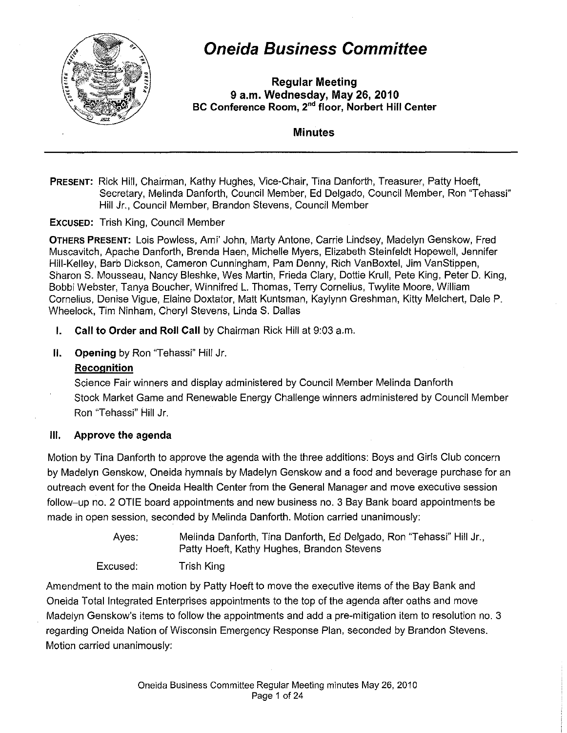# Oneida Business Committee

**Regular Meeting**
**9 a.m. Wednesday, May 26, 2010**
**BC Conference Room, 2nd floor, Norbert Hill Center**

## Minutes

**PRESENT:** Rick Hill, Chairman, Kathy Hughes, Vice-Chair, Tina Danforth, Treasurer, Patty Hoeft, Secretary, Melinda Danforth, Council Member, Ed Delgado, Council Member, Ron "Tehassi" Hill Jr., Council Member, Brandon Stevens, Council Member

**EXCUSED:** Trish King, Council Member

**OTHERS PRESENT:** Lois Powless, Ami' John, Marty Antone, Carrie Lindsey, Madelyn Genskow, Fred Muscavitch, Apache Danforth, Brenda Haen, Michelle Myers, Elizabeth Steinfeldt Hopewell, Jennifer Hill-Kelley, Barb Dickson, Cameron Cunningham, Pam Denny, Rich VanBoxtel, Jim VanStippen, Sharon S. Mousseau, Nancy Bleshke, Wes Martin, Frieda Clary, Dottie Krull, Pete King, Peter D. King, Bobbi Webster, Tanya Boucher, Winnifred L. Thomas, Terry Cornelius, Twylite Moore, William Cornelius, Denise Vigue, Elaine Doxtator, Matt Kuntsman, Kaylynn Greshman, Kitty Melchert, Dale P. Wheelock, Tim Ninham, Cheryl Stevens, Linda S. Dallas

**I. Call to Order and Roll Call** by Chairman Rick Hill at 9:03 a.m.

**II. Opening** by Ron "Tehassi" Hill Jr.

**Recognition**

Science Fair winners and display administered by Council Member Melinda Danforth

Stock Market Game and Renewable Energy Challenge winners administered by Council Member Ron "Tehassi" Hill Jr.

**III. Approve the agenda**

Motion by Tina Danforth to approve the agenda with the three additions: Boys and Girls Club concern by Madelyn Genskow, Oneida hymnals by Madelyn Genskow and a food and beverage purchase for an outreach event for the Oneida Health Center from the General Manager and move executive session follow–up no. 2 OTIE board appointments and new business no. 3 Bay Bank board appointments be made in open session, seconded by Melinda Danforth. Motion carried unanimously:

Ayes: Melinda Danforth, Tina Danforth, Ed Delgado, Ron "Tehassi" Hill Jr., Patty Hoeft, Kathy Hughes, Brandon Stevens

Excused: Trish King

Amendment to the main motion by Patty Hoeft to move the executive items of the Bay Bank and Oneida Total Integrated Enterprises appointments to the top of the agenda after oaths and move Madelyn Genskow's items to follow the appointments and add a pre-mitigation item to resolution no. 3 regarding Oneida Nation of Wisconsin Emergency Response Plan, seconded by Brandon Stevens. Motion carried unanimously: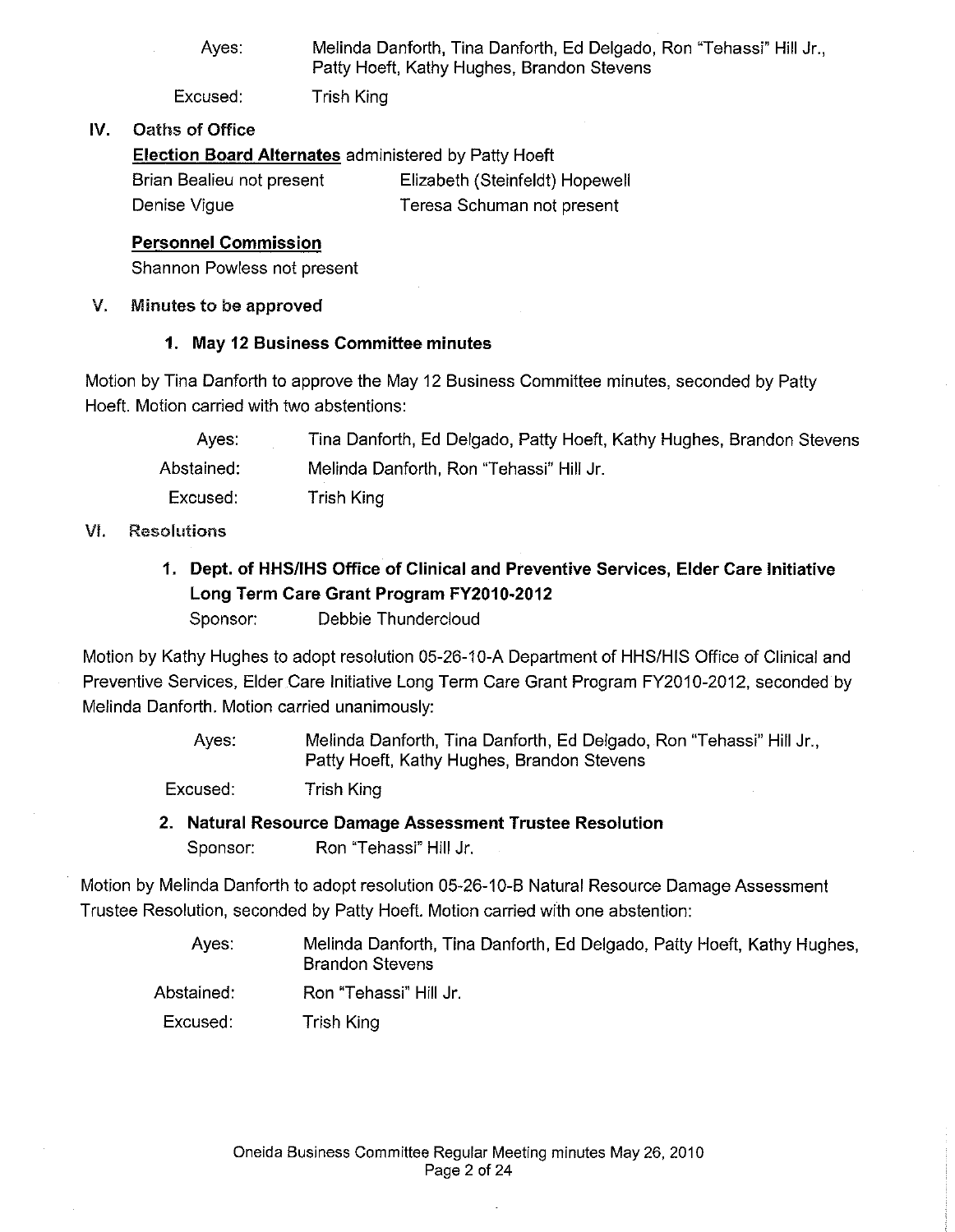Ayes: Melinda Danforth, Tina Danforth, Ed Delgado, Ron "Tehassi" Hill Jr., Patty Hoeft, Kathy Hughes, Brandon Stevens

Excused: Trish King

## IV. Oaths of Office

**Election Board Alternates** administered by Patty Hoeft

| | |
|---|---|
| Brian Bealieu not present | Elizabeth (Steinfeldt) Hopewell |
| Denise Vigue | Teresa Schuman not present |

**Personnel Commission**

Shannon Powless not present

## V. Minutes to be approved

### 1. May 12 Business Committee minutes

Motion by Tina Danforth to approve the May 12 Business Committee minutes, seconded by Patty Hoeft. Motion carried with two abstentions:

Ayes: Tina Danforth, Ed Delgado, Patty Hoeft, Kathy Hughes, Brandon Stevens

Abstained: Melinda Danforth, Ron "Tehassi" Hill Jr.

Excused: Trish King

## VI. Resolutions

### 1. Dept. of HHS/IHS Office of Clinical and Preventive Services, Elder Care Initiative Long Term Care Grant Program FY2010-2012

Sponsor: Debbie Thundercloud

Motion by Kathy Hughes to adopt resolution 05-26-10-A Department of HHS/HIS Office of Clinical and Preventive Services, Elder Care Initiative Long Term Care Grant Program FY2010-2012, seconded by Melinda Danforth. Motion carried unanimously:

Ayes: Melinda Danforth, Tina Danforth, Ed Delgado, Ron "Tehassi" Hill Jr., Patty Hoeft, Kathy Hughes, Brandon Stevens

Excused: Trish King

### 2. Natural Resource Damage Assessment Trustee Resolution

Sponsor: Ron "Tehassi" Hill Jr.

Motion by Melinda Danforth to adopt resolution 05-26-10-B Natural Resource Damage Assessment Trustee Resolution, seconded by Patty Hoeft. Motion carried with one abstention:

Ayes: Melinda Danforth, Tina Danforth, Ed Delgado, Patty Hoeft, Kathy Hughes, Brandon Stevens

Abstained: Ron "Tehassi" Hill Jr.

Excused: Trish King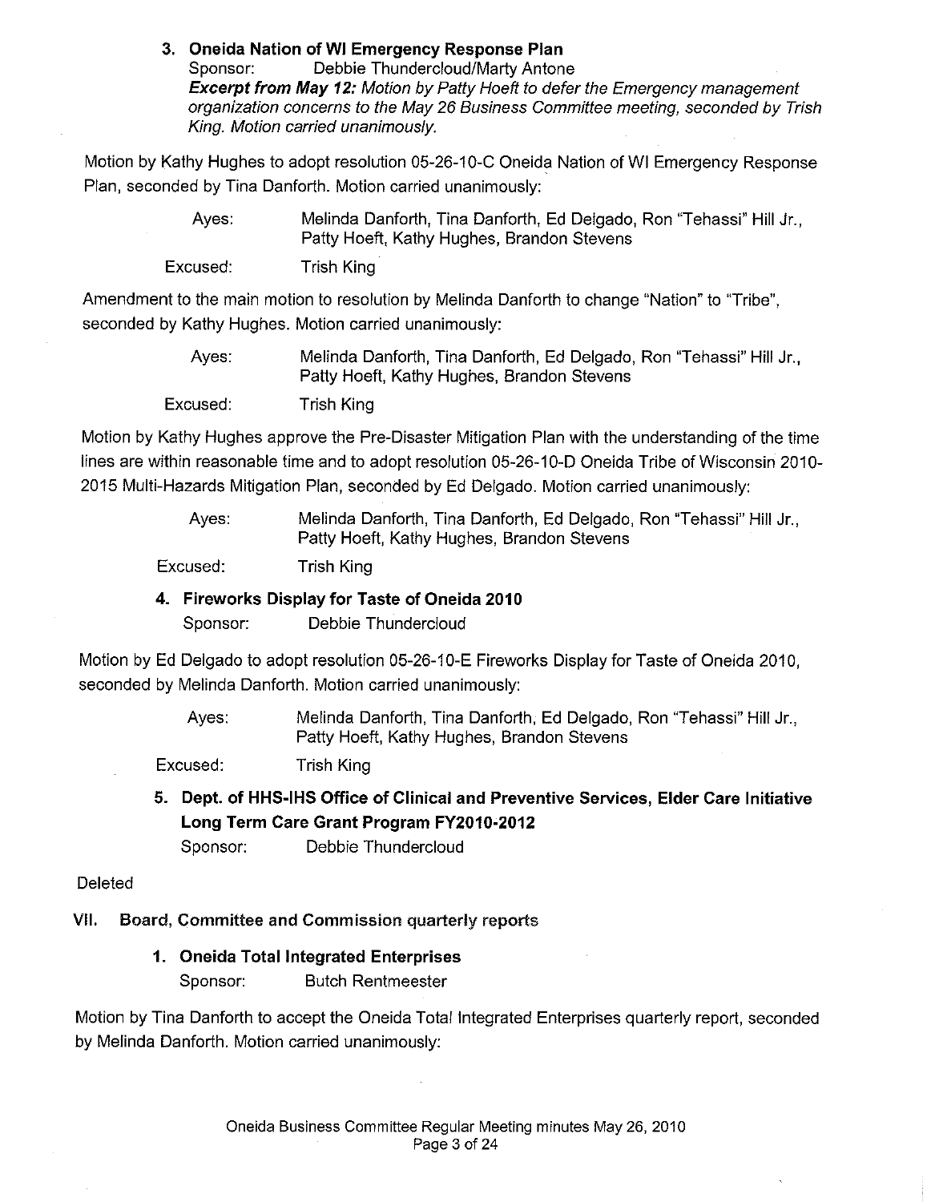### 3. Oneida Nation of WI Emergency Response Plan

Sponsor: Debbie Thundercloud/Marty Antone

***Excerpt from May 12:*** *Motion by Patty Hoeft to defer the Emergency management organization concerns to the May 26 Business Committee meeting, seconded by Trish King. Motion carried unanimously.*

Motion by Kathy Hughes to adopt resolution 05-26-10-C Oneida Nation of WI Emergency Response Plan, seconded by Tina Danforth. Motion carried unanimously:

Ayes: Melinda Danforth, Tina Danforth, Ed Delgado, Ron "Tehassi" Hill Jr., Patty Hoeft, Kathy Hughes, Brandon Stevens

Excused: Trish King

Amendment to the main motion to resolution by Melinda Danforth to change "Nation" to "Tribe", seconded by Kathy Hughes. Motion carried unanimously:

Ayes: Melinda Danforth, Tina Danforth, Ed Delgado, Ron "Tehassi" Hill Jr., Patty Hoeft, Kathy Hughes, Brandon Stevens

Excused: Trish King

Motion by Kathy Hughes approve the Pre-Disaster Mitigation Plan with the understanding of the time lines are within reasonable time and to adopt resolution 05-26-10-D Oneida Tribe of Wisconsin 2010-2015 Multi-Hazards Mitigation Plan, seconded by Ed Delgado. Motion carried unanimously:

Ayes: Melinda Danforth, Tina Danforth, Ed Delgado, Ron "Tehassi" Hill Jr., Patty Hoeft, Kathy Hughes, Brandon Stevens

Excused: Trish King

### 4. Fireworks Display for Taste of Oneida 2010

Sponsor: Debbie Thundercloud

Motion by Ed Delgado to adopt resolution 05-26-10-E Fireworks Display for Taste of Oneida 2010, seconded by Melinda Danforth. Motion carried unanimously:

Ayes: Melinda Danforth, Tina Danforth, Ed Delgado, Ron "Tehassi" Hill Jr., Patty Hoeft, Kathy Hughes, Brandon Stevens

Excused: Trish King

### 5. Dept. of HHS-IHS Office of Clinical and Preventive Services, Elder Care Initiative Long Term Care Grant Program FY2010-2012

Sponsor: Debbie Thundercloud

Deleted

## VII. Board, Committee and Commission quarterly reports

### 1. Oneida Total Integrated Enterprises

Sponsor: Butch Rentmeester

Motion by Tina Danforth to accept the Oneida Total Integrated Enterprises quarterly report, seconded by Melinda Danforth. Motion carried unanimously: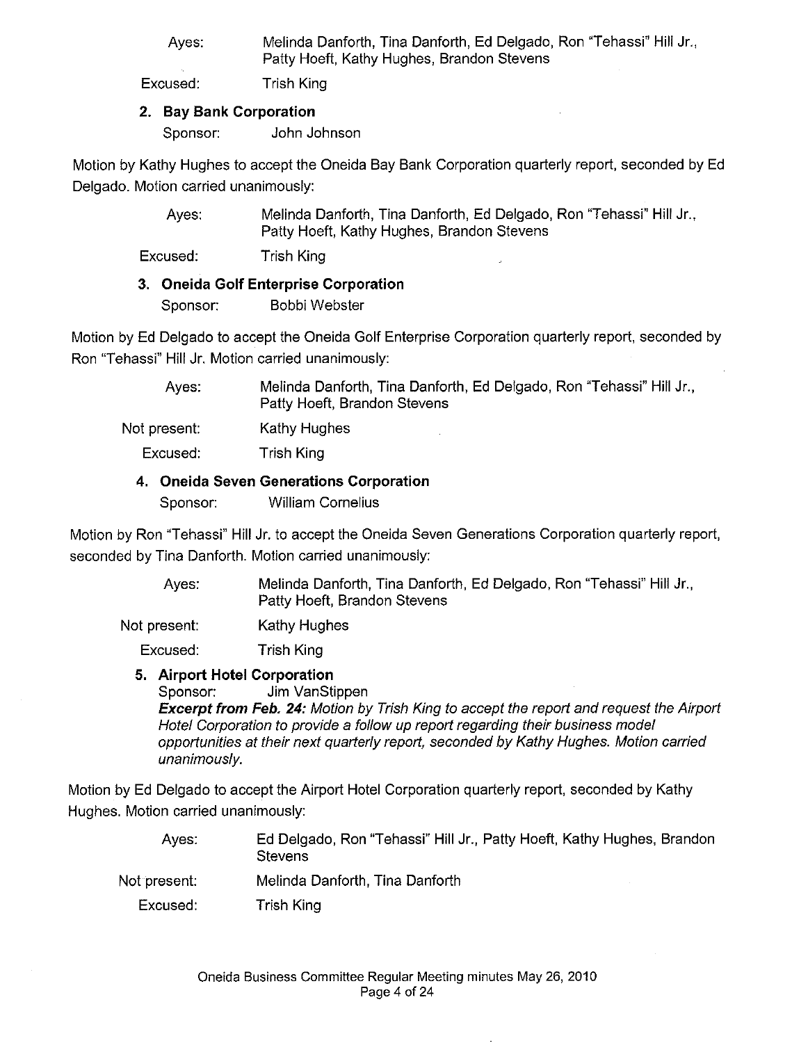Ayes: Melinda Danforth, Tina Danforth, Ed Delgado, Ron "Tehassi" Hill Jr., Patty Hoeft, Kathy Hughes, Brandon Stevens

Excused: Trish King

**2. Bay Bank Corporation**

Sponsor: John Johnson

Motion by Kathy Hughes to accept the Oneida Bay Bank Corporation quarterly report, seconded by Ed Delgado. Motion carried unanimously:

Ayes: Melinda Danforth, Tina Danforth, Ed Delgado, Ron "Tehassi" Hill Jr., Patty Hoeft, Kathy Hughes, Brandon Stevens

Excused: Trish King

**3. Oneida Golf Enterprise Corporation**

Sponsor: Bobbi Webster

Motion by Ed Delgado to accept the Oneida Golf Enterprise Corporation quarterly report, seconded by Ron "Tehassi" Hill Jr. Motion carried unanimously:

Ayes: Melinda Danforth, Tina Danforth, Ed Delgado, Ron "Tehassi" Hill Jr., Patty Hoeft, Brandon Stevens

Not present: Kathy Hughes

Excused: Trish King

**4. Oneida Seven Generations Corporation**

Sponsor: William Cornelius

Motion by Ron "Tehassi" Hill Jr. to accept the Oneida Seven Generations Corporation quarterly report, seconded by Tina Danforth. Motion carried unanimously:

Ayes: Melinda Danforth, Tina Danforth, Ed Delgado, Ron "Tehassi" Hill Jr., Patty Hoeft, Brandon Stevens

Not present: Kathy Hughes

Excused: Trish King

**5. Airport Hotel Corporation**

Sponsor: Jim VanStippen

***Excerpt from Feb. 24:*** *Motion by Trish King to accept the report and request the Airport Hotel Corporation to provide a follow up report regarding their business model opportunities at their next quarterly report, seconded by Kathy Hughes. Motion carried unanimously.*

Motion by Ed Delgado to accept the Airport Hotel Corporation quarterly report, seconded by Kathy Hughes. Motion carried unanimously:

Ayes: Ed Delgado, Ron "Tehassi" Hill Jr., Patty Hoeft, Kathy Hughes, Brandon Stevens

Not present: Melinda Danforth, Tina Danforth

Excused: Trish King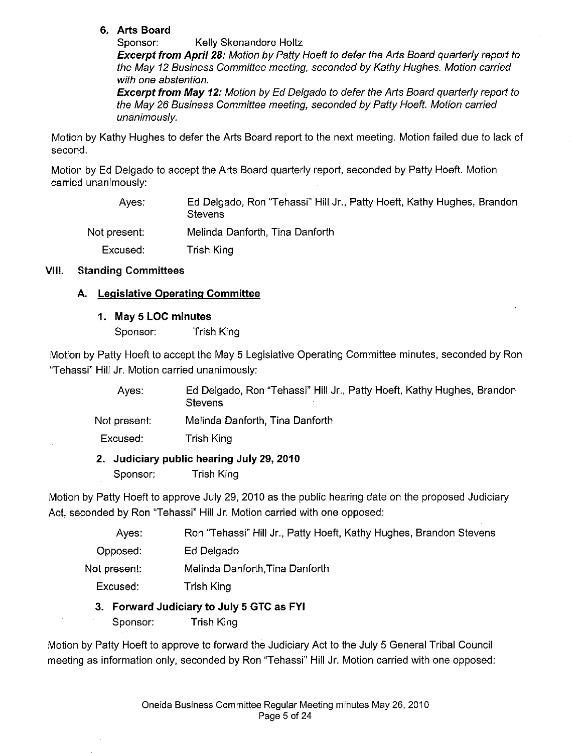**6. Arts Board**

Sponsor: Kelly Skenandore Holtz

***Excerpt from April 28:*** *Motion by Patty Hoeft to defer the Arts Board quarterly report to the May 12 Business Committee meeting, seconded by Kathy Hughes. Motion carried with one abstention.*

***Excerpt from May 12:*** *Motion by Ed Delgado to defer the Arts Board quarterly report to the May 26 Business Committee meeting, seconded by Patty Hoeft. Motion carried unanimously.*

Motion by Kathy Hughes to defer the Arts Board report to the next meeting. Motion failed due to lack of second.

Motion by Ed Delgado to accept the Arts Board quarterly report, seconded by Patty Hoeft. Motion carried unanimously:

| | |
|---|---|
| Ayes: | Ed Delgado, Ron "Tehassi" Hill Jr., Patty Hoeft, Kathy Hughes, Brandon Stevens |
| Not present: | Melinda Danforth, Tina Danforth |
| Excused: | Trish King |

## VIII. Standing Committees

### A. Legislative Operating Committee

**1. May 5 LOC minutes**

Sponsor: Trish King

Motion by Patty Hoeft to accept the May 5 Legislative Operating Committee minutes, seconded by Ron "Tehassi" Hill Jr. Motion carried unanimously:

| | |
|---|---|
| Ayes: | Ed Delgado, Ron "Tehassi" Hill Jr., Patty Hoeft, Kathy Hughes, Brandon Stevens |
| Not present: | Melinda Danforth, Tina Danforth |
| Excused: | Trish King |

**2. Judiciary public hearing July 29, 2010**

Sponsor: Trish King

Motion by Patty Hoeft to approve July 29, 2010 as the public hearing date on the proposed Judiciary Act, seconded by Ron "Tehassi" Hill Jr. Motion carried with one opposed:

| | |
|---|---|
| Ayes: | Ron "Tehassi" Hill Jr., Patty Hoeft, Kathy Hughes, Brandon Stevens |
| Opposed: | Ed Delgado |
| Not present: | Melinda Danforth, Tina Danforth |
| Excused: | Trish King |

**3. Forward Judiciary to July 5 GTC as FYI**

Sponsor: Trish King

Motion by Patty Hoeft to approve to forward the Judiciary Act to the July 5 General Tribal Council meeting as information only, seconded by Ron "Tehassi" Hill Jr. Motion carried with one opposed: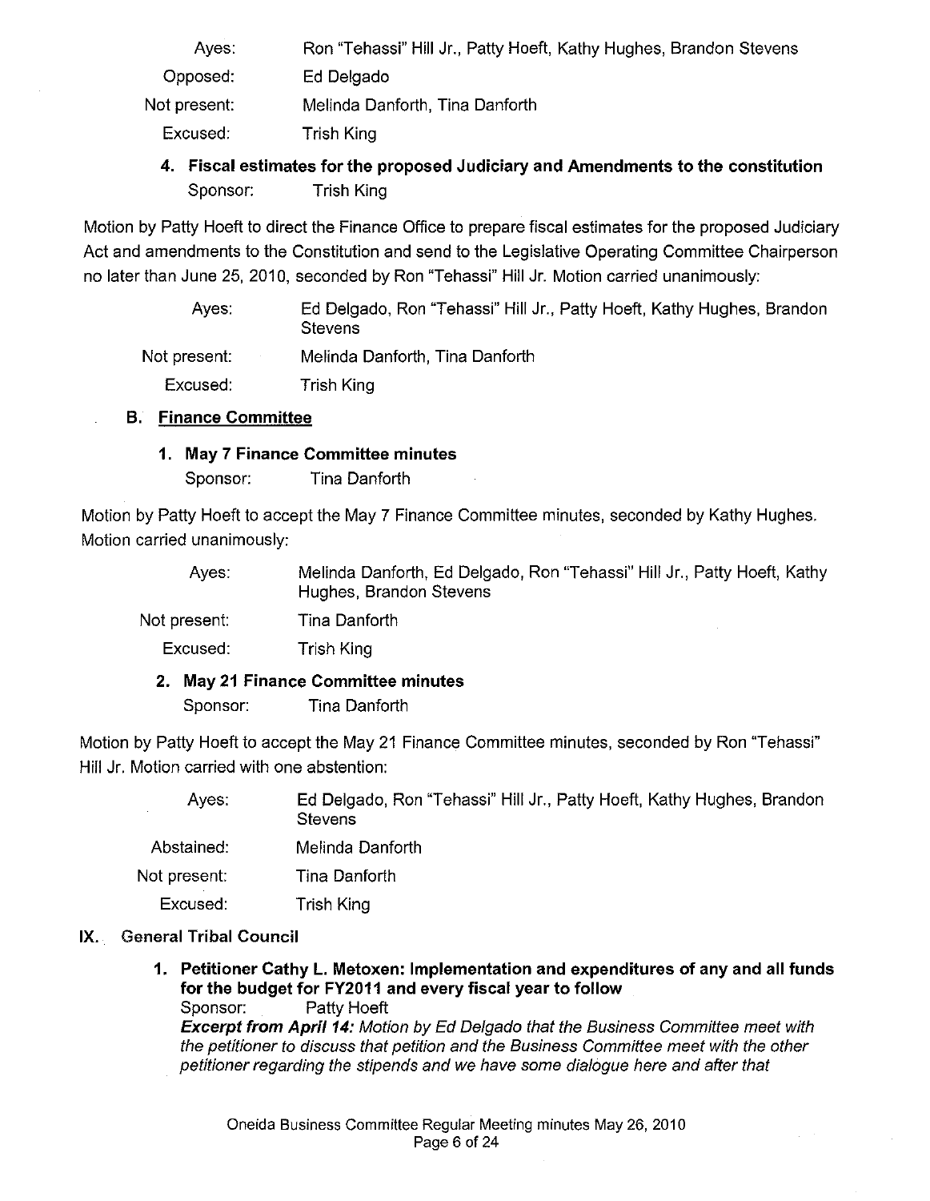| | |
|---|---|
| Ayes: | Ron "Tehassi" Hill Jr., Patty Hoeft, Kathy Hughes, Brandon Stevens |
| Opposed: | Ed Delgado |
| Not present: | Melinda Danforth, Tina Danforth |
| Excused: | Trish King |

**4. Fiscal estimates for the proposed Judiciary and Amendments to the constitution**
Sponsor: Trish King

Motion by Patty Hoeft to direct the Finance Office to prepare fiscal estimates for the proposed Judiciary Act and amendments to the Constitution and send to the Legislative Operating Committee Chairperson no later than June 25, 2010, seconded by Ron "Tehassi" Hill Jr. Motion carried unanimously:

| | |
|---|---|
| Ayes: | Ed Delgado, Ron "Tehassi" Hill Jr., Patty Hoeft, Kathy Hughes, Brandon Stevens |
| Not present: | Melinda Danforth, Tina Danforth |
| Excused: | Trish King |

**B. Finance Committee**

**1. May 7 Finance Committee minutes**
Sponsor: Tina Danforth

Motion by Patty Hoeft to accept the May 7 Finance Committee minutes, seconded by Kathy Hughes. Motion carried unanimously:

| | |
|---|---|
| Ayes: | Melinda Danforth, Ed Delgado, Ron "Tehassi" Hill Jr., Patty Hoeft, Kathy Hughes, Brandon Stevens |
| Not present: | Tina Danforth |
| Excused: | Trish King |

**2. May 21 Finance Committee minutes**
Sponsor: Tina Danforth

Motion by Patty Hoeft to accept the May 21 Finance Committee minutes, seconded by Ron "Tehassi" Hill Jr. Motion carried with one abstention:

| | |
|---|---|
| Ayes: | Ed Delgado, Ron "Tehassi" Hill Jr., Patty Hoeft, Kathy Hughes, Brandon Stevens |
| Abstained: | Melinda Danforth |
| Not present: | Tina Danforth |
| Excused: | Trish King |

**IX. General Tribal Council**

**1. Petitioner Cathy L. Metoxen: Implementation and expenditures of any and all funds for the budget for FY2011 and every fiscal year to follow**
Sponsor: Patty Hoeft
***Excerpt from April 14:*** *Motion by Ed Delgado that the Business Committee meet with the petitioner to discuss that petition and the Business Committee meet with the other petitioner regarding the stipends and we have some dialogue here and after that*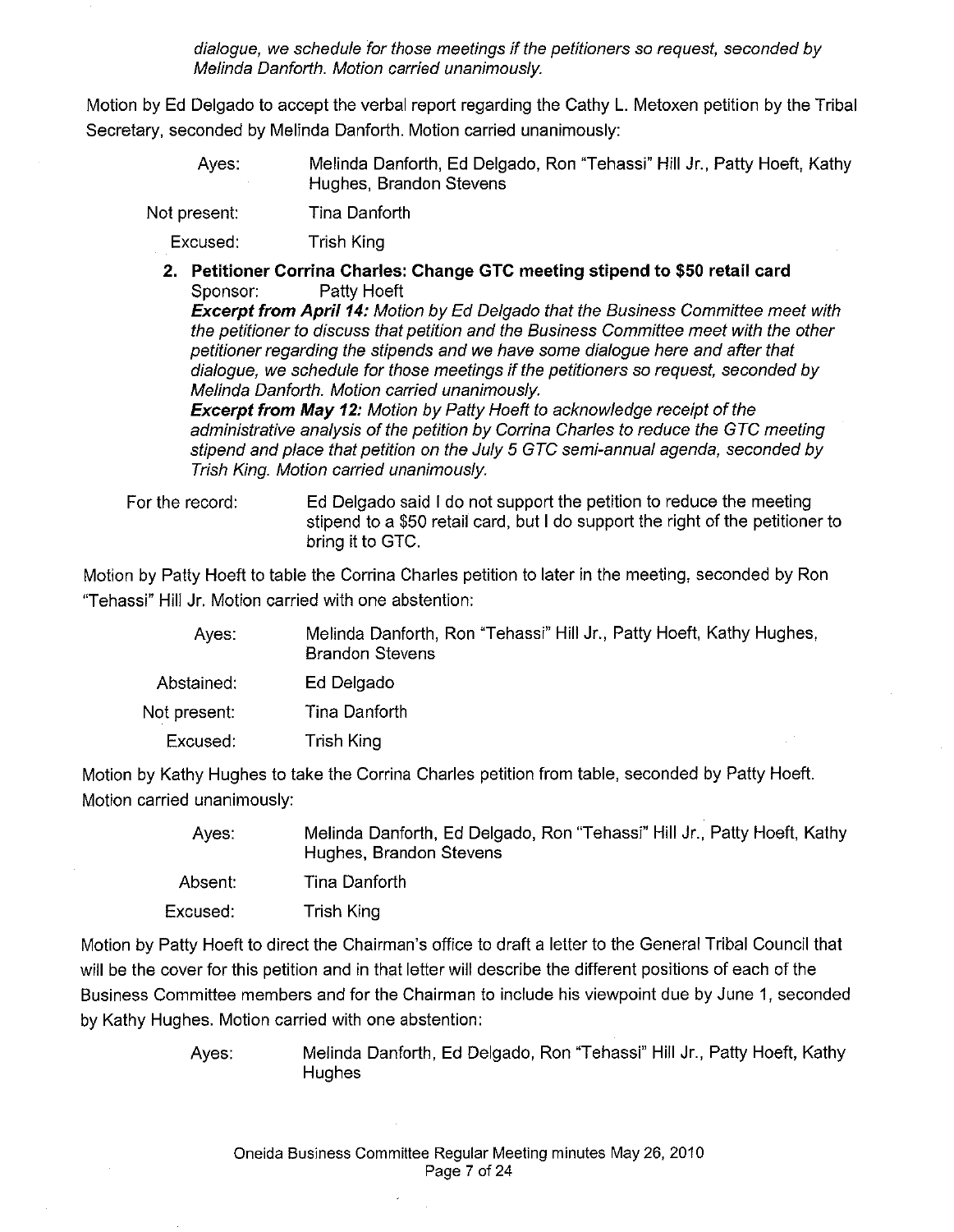*dialogue, we schedule for those meetings if the petitioners so request, seconded by Melinda Danforth. Motion carried unanimously.*

Motion by Ed Delgado to accept the verbal report regarding the Cathy L. Metoxen petition by the Tribal Secretary, seconded by Melinda Danforth. Motion carried unanimously:

| | |
|---|---|
| Ayes: | Melinda Danforth, Ed Delgado, Ron "Tehassi" Hill Jr., Patty Hoeft, Kathy Hughes, Brandon Stevens |
| Not present: | Tina Danforth |
| Excused: | Trish King |

2. **Petitioner Corrina Charles: Change GTC meeting stipend to $50 retail card**
   Sponsor: Patty Hoeft
   ***Excerpt from April 14:*** *Motion by Ed Delgado that the Business Committee meet with the petitioner to discuss that petition and the Business Committee meet with the other petitioner regarding the stipends and we have some dialogue here and after that dialogue, we schedule for those meetings if the petitioners so request, seconded by Melinda Danforth. Motion carried unanimously.*
   ***Excerpt from May 12:*** *Motion by Patty Hoeft to acknowledge receipt of the administrative analysis of the petition by Corrina Charles to reduce the GTC meeting stipend and place that petition on the July 5 GTC semi-annual agenda, seconded by Trish King. Motion carried unanimously.*

For the record: Ed Delgado said I do not support the petition to reduce the meeting stipend to a $50 retail card, but I do support the right of the petitioner to bring it to GTC.

Motion by Patty Hoeft to table the Corrina Charles petition to later in the meeting, seconded by Ron "Tehassi" Hill Jr. Motion carried with one abstention:

| | |
|---|---|
| Ayes: | Melinda Danforth, Ron "Tehassi" Hill Jr., Patty Hoeft, Kathy Hughes, Brandon Stevens |
| Abstained: | Ed Delgado |
| Not present: | Tina Danforth |
| Excused: | Trish King |

Motion by Kathy Hughes to take the Corrina Charles petition from table, seconded by Patty Hoeft. Motion carried unanimously:

| | |
|---|---|
| Ayes: | Melinda Danforth, Ed Delgado, Ron "Tehassi" Hill Jr., Patty Hoeft, Kathy Hughes, Brandon Stevens |
| Absent: | Tina Danforth |
| Excused: | Trish King |

Motion by Patty Hoeft to direct the Chairman's office to draft a letter to the General Tribal Council that will be the cover for this petition and in that letter will describe the different positions of each of the Business Committee members and for the Chairman to include his viewpoint due by June 1, seconded by Kathy Hughes. Motion carried with one abstention:

| | |
|---|---|
| Ayes: | Melinda Danforth, Ed Delgado, Ron "Tehassi" Hill Jr., Patty Hoeft, Kathy Hughes |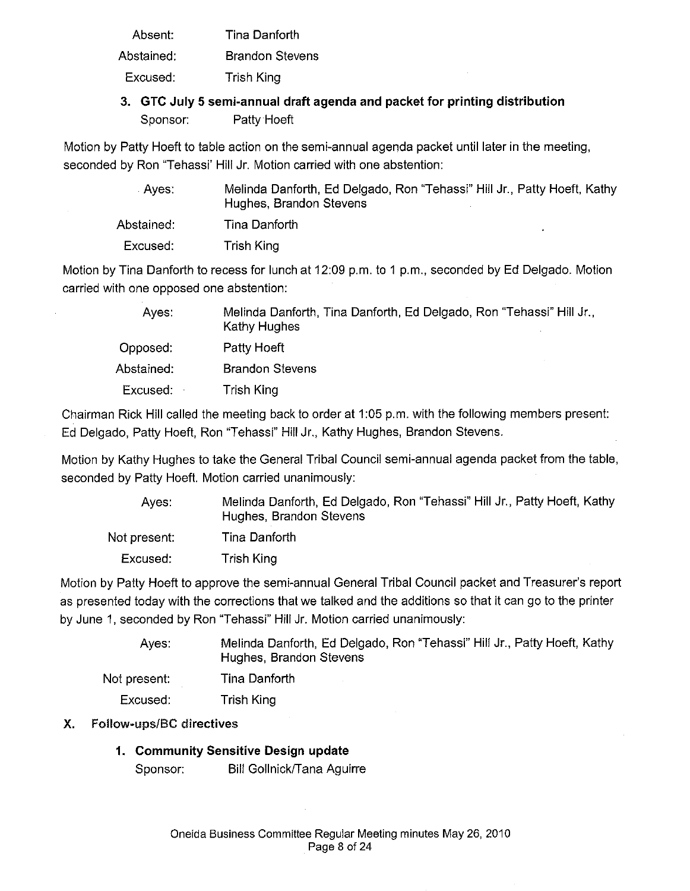| | |
|---|---|
| Absent: | Tina Danforth |
| Abstained: | Brandon Stevens |
| Excused: | Trish King |

**3. GTC July 5 semi-annual draft agenda and packet for printing distribution**
Sponsor: Patty Hoeft

Motion by Patty Hoeft to table action on the semi-annual agenda packet until later in the meeting, seconded by Ron "Tehassi' Hill Jr. Motion carried with one abstention:

| | |
|---|---|
| Ayes: | Melinda Danforth, Ed Delgado, Ron "Tehassi" Hill Jr., Patty Hoeft, Kathy Hughes, Brandon Stevens |
| Abstained: | Tina Danforth |
| Excused: | Trish King |

Motion by Tina Danforth to recess for lunch at 12:09 p.m. to 1 p.m., seconded by Ed Delgado. Motion carried with one opposed one abstention:

| | |
|---|---|
| Ayes: | Melinda Danforth, Tina Danforth, Ed Delgado, Ron "Tehassi" Hill Jr., Kathy Hughes |
| Opposed: | Patty Hoeft |
| Abstained: | Brandon Stevens |
| Excused: | Trish King |

Chairman Rick Hill called the meeting back to order at 1:05 p.m. with the following members present: Ed Delgado, Patty Hoeft, Ron "Tehassi" Hill Jr., Kathy Hughes, Brandon Stevens.

Motion by Kathy Hughes to take the General Tribal Council semi-annual agenda packet from the table, seconded by Patty Hoeft. Motion carried unanimously:

| | |
|---|---|
| Ayes: | Melinda Danforth, Ed Delgado, Ron "Tehassi" Hill Jr., Patty Hoeft, Kathy Hughes, Brandon Stevens |
| Not present: | Tina Danforth |
| Excused: | Trish King |

Motion by Patty Hoeft to approve the semi-annual General Tribal Council packet and Treasurer's report as presented today with the corrections that we talked and the additions so that it can go to the printer by June 1, seconded by Ron "Tehassi" Hill Jr. Motion carried unanimously:

| | |
|---|---|
| Ayes: | Melinda Danforth, Ed Delgado, Ron "Tehassi" Hill Jr., Patty Hoeft, Kathy Hughes, Brandon Stevens |
| Not present: | Tina Danforth |
| Excused: | Trish King |

## X. Follow-ups/BC directives

**1. Community Sensitive Design update**
Sponsor: Bill Gollnick/Tana Aguirre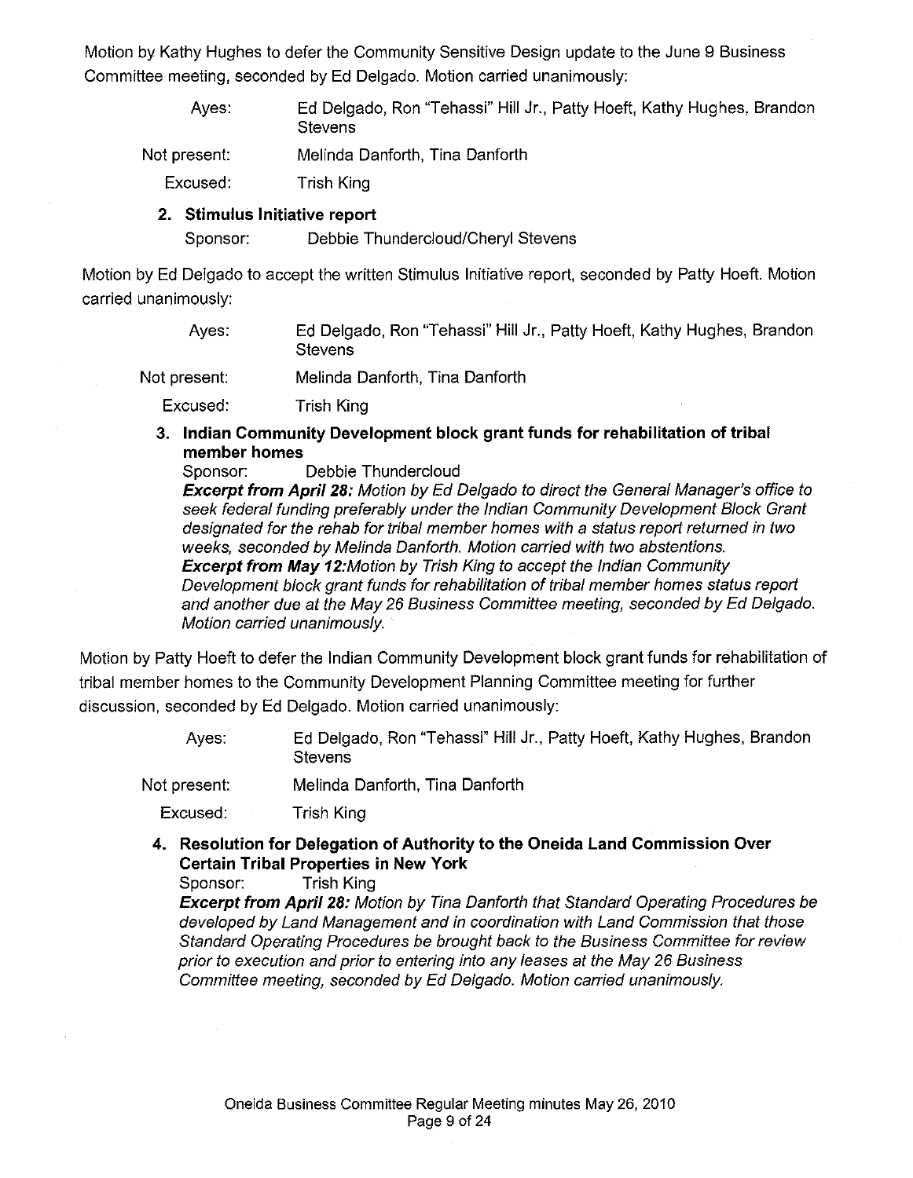Motion by Kathy Hughes to defer the Community Sensitive Design update to the June 9 Business Committee meeting, seconded by Ed Delgado. Motion carried unanimously:

Ayes: Ed Delgado, Ron "Tehassi" Hill Jr., Patty Hoeft, Kathy Hughes, Brandon Stevens

Not present: Melinda Danforth, Tina Danforth

Excused: Trish King

**2. Stimulus Initiative report**

Sponsor: Debbie Thundercloud/Cheryl Stevens

Motion by Ed Delgado to accept the written Stimulus Initiative report, seconded by Patty Hoeft. Motion carried unanimously:

Ayes: Ed Delgado, Ron "Tehassi" Hill Jr., Patty Hoeft, Kathy Hughes, Brandon Stevens

Not present: Melinda Danforth, Tina Danforth

Excused: Trish King

**3. Indian Community Development block grant funds for rehabilitation of tribal member homes**

Sponsor: Debbie Thundercloud

***Excerpt from April 28:*** *Motion by Ed Delgado to direct the General Manager's office to seek federal funding preferably under the Indian Community Development Block Grant designated for the rehab for tribal member homes with a status report returned in two weeks, seconded by Melinda Danforth. Motion carried with two abstentions.*

***Excerpt from May 12:*** *Motion by Trish King to accept the Indian Community Development block grant funds for rehabilitation of tribal member homes status report and another due at the May 26 Business Committee meeting, seconded by Ed Delgado. Motion carried unanimously.*

Motion by Patty Hoeft to defer the Indian Community Development block grant funds for rehabilitation of tribal member homes to the Community Development Planning Committee meeting for further discussion, seconded by Ed Delgado. Motion carried unanimously:

Ayes: Ed Delgado, Ron "Tehassi" Hill Jr., Patty Hoeft, Kathy Hughes, Brandon Stevens

Not present: Melinda Danforth, Tina Danforth

Excused: Trish King

**4. Resolution for Delegation of Authority to the Oneida Land Commission Over Certain Tribal Properties in New York**

Sponsor: Trish King

***Excerpt from April 28:*** *Motion by Tina Danforth that Standard Operating Procedures be developed by Land Management and in coordination with Land Commission that those Standard Operating Procedures be brought back to the Business Committee for review prior to execution and prior to entering into any leases at the May 26 Business Committee meeting, seconded by Ed Delgado. Motion carried unanimously.*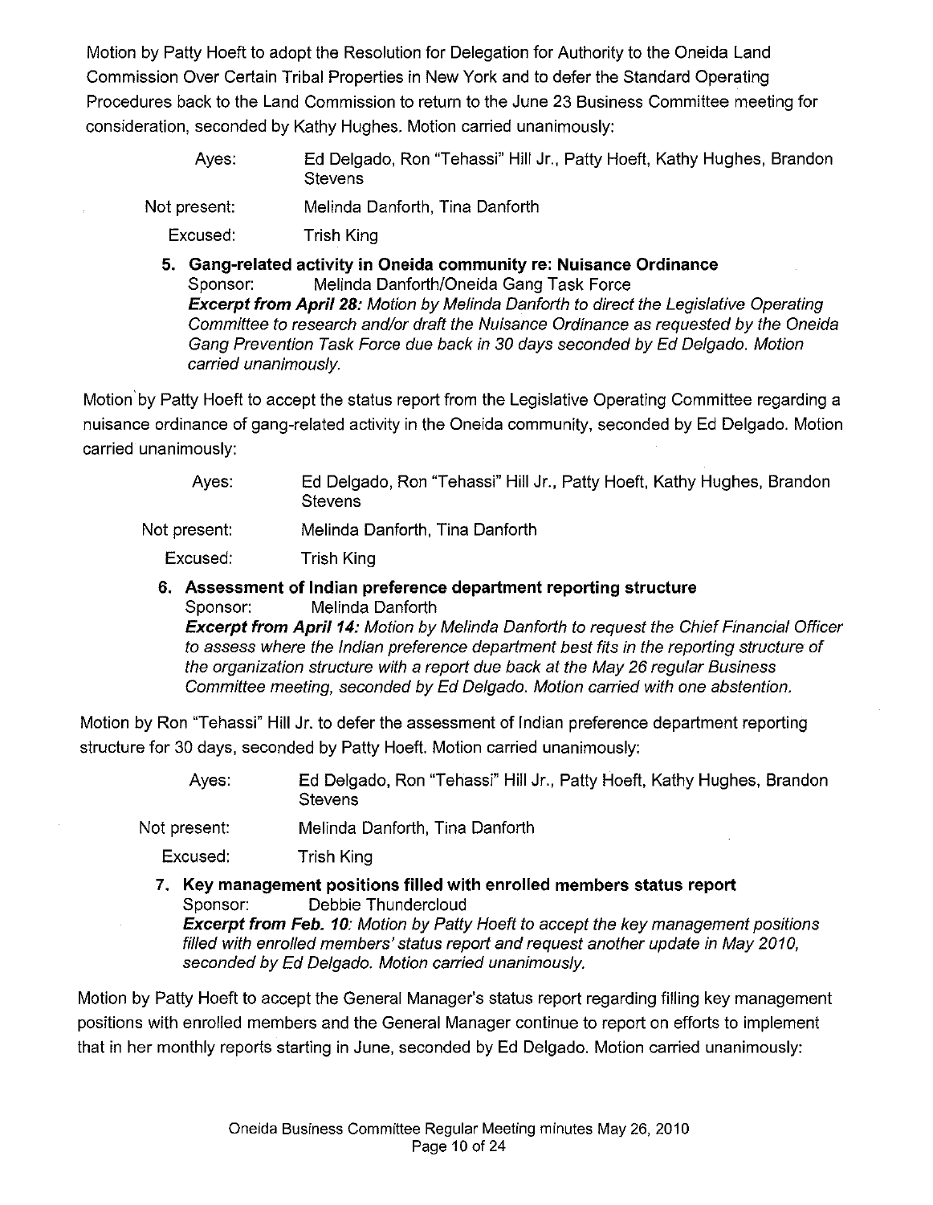Motion by Patty Hoeft to adopt the Resolution for Delegation for Authority to the Oneida Land Commission Over Certain Tribal Properties in New York and to defer the Standard Operating Procedures back to the Land Commission to return to the June 23 Business Committee meeting for consideration, seconded by Kathy Hughes. Motion carried unanimously:

| | |
|---|---|
| Ayes: | Ed Delgado, Ron "Tehassi" Hill Jr., Patty Hoeft, Kathy Hughes, Brandon Stevens |
| Not present: | Melinda Danforth, Tina Danforth |
| Excused: | Trish King |

**5. Gang-related activity in Oneida community re: Nuisance Ordinance**

Sponsor: Melinda Danforth/Oneida Gang Task Force

***Excerpt from April 28:*** *Motion by Melinda Danforth to direct the Legislative Operating Committee to research and/or draft the Nuisance Ordinance as requested by the Oneida Gang Prevention Task Force due back in 30 days seconded by Ed Delgado. Motion carried unanimously.*

Motion by Patty Hoeft to accept the status report from the Legislative Operating Committee regarding a nuisance ordinance of gang-related activity in the Oneida community, seconded by Ed Delgado. Motion carried unanimously:

| | |
|---|---|
| Ayes: | Ed Delgado, Ron "Tehassi" Hill Jr., Patty Hoeft, Kathy Hughes, Brandon Stevens |
| Not present: | Melinda Danforth, Tina Danforth |
| Excused: | Trish King |

**6. Assessment of Indian preference department reporting structure**

Sponsor: Melinda Danforth

***Excerpt from April 14:*** *Motion by Melinda Danforth to request the Chief Financial Officer to assess where the Indian preference department best fits in the reporting structure of the organization structure with a report due back at the May 26 regular Business Committee meeting, seconded by Ed Delgado. Motion carried with one abstention.*

Motion by Ron "Tehassi" Hill Jr. to defer the assessment of Indian preference department reporting structure for 30 days, seconded by Patty Hoeft. Motion carried unanimously:

| | |
|---|---|
| Ayes: | Ed Delgado, Ron "Tehassi" Hill Jr., Patty Hoeft, Kathy Hughes, Brandon Stevens |
| Not present: | Melinda Danforth, Tina Danforth |
| Excused: | Trish King |

**7. Key management positions filled with enrolled members status report**

Sponsor: Debbie Thundercloud

***Excerpt from Feb. 10:*** *Motion by Patty Hoeft to accept the key management positions filled with enrolled members' status report and request another update in May 2010, seconded by Ed Delgado. Motion carried unanimously.*

Motion by Patty Hoeft to accept the General Manager's status report regarding filling key management positions with enrolled members and the General Manager continue to report on efforts to implement that in her monthly reports starting in June, seconded by Ed Delgado. Motion carried unanimously: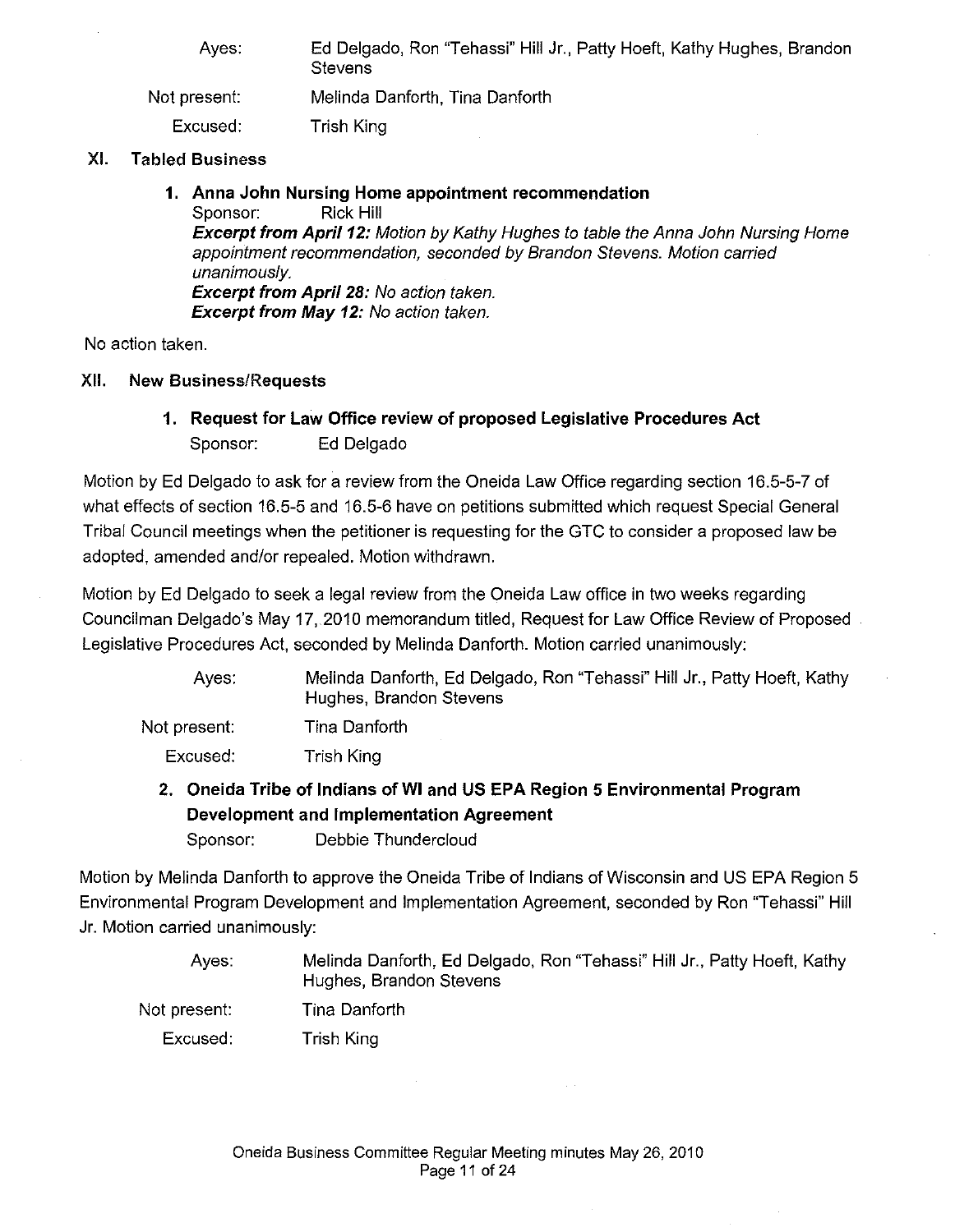| | |
|---|---|
| Ayes: | Ed Delgado, Ron "Tehassi" Hill Jr., Patty Hoeft, Kathy Hughes, Brandon Stevens |
| Not present: | Melinda Danforth, Tina Danforth |
| Excused: | Trish King |

## XI. Tabled Business

### 1. Anna John Nursing Home appointment recommendation

Sponsor: Rick Hill

***Excerpt from April 12:*** *Motion by Kathy Hughes to table the Anna John Nursing Home appointment recommendation, seconded by Brandon Stevens. Motion carried unanimously.*

***Excerpt from April 28:*** *No action taken.*

***Excerpt from May 12:*** *No action taken.*

No action taken.

## XII. New Business/Requests

### 1. Request for Law Office review of proposed Legislative Procedures Act

Sponsor: Ed Delgado

Motion by Ed Delgado to ask for a review from the Oneida Law Office regarding section 16.5-5-7 of what effects of section 16.5-5 and 16.5-6 have on petitions submitted which request Special General Tribal Council meetings when the petitioner is requesting for the GTC to consider a proposed law be adopted, amended and/or repealed. Motion withdrawn.

Motion by Ed Delgado to seek a legal review from the Oneida Law office in two weeks regarding Councilman Delgado's May 17, 2010 memorandum titled, Request for Law Office Review of Proposed Legislative Procedures Act, seconded by Melinda Danforth. Motion carried unanimously:

| | |
|---|---|
| Ayes: | Melinda Danforth, Ed Delgado, Ron "Tehassi" Hill Jr., Patty Hoeft, Kathy Hughes, Brandon Stevens |
| Not present: | Tina Danforth |
| Excused: | Trish King |

### 2. Oneida Tribe of Indians of WI and US EPA Region 5 Environmental Program Development and Implementation Agreement

Sponsor: Debbie Thundercloud

Motion by Melinda Danforth to approve the Oneida Tribe of Indians of Wisconsin and US EPA Region 5 Environmental Program Development and Implementation Agreement, seconded by Ron "Tehassi" Hill Jr. Motion carried unanimously:

| | |
|---|---|
| Ayes: | Melinda Danforth, Ed Delgado, Ron "Tehassi" Hill Jr., Patty Hoeft, Kathy Hughes, Brandon Stevens |
| Not present: | Tina Danforth |
| Excused: | Trish King |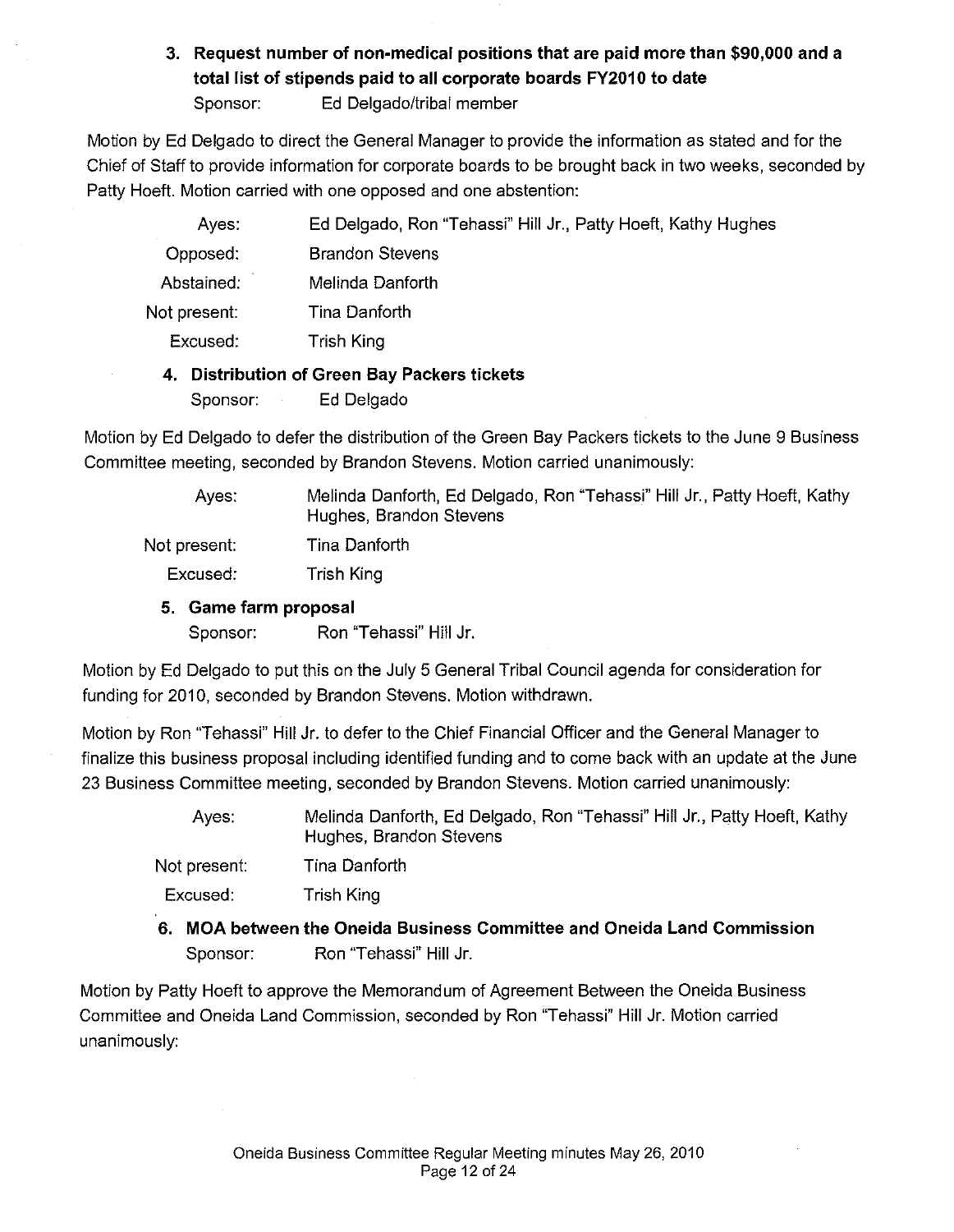### 3. Request number of non-medical positions that are paid more than $90,000 and a total list of stipends paid to all corporate boards FY2010 to date

Sponsor: Ed Delgado/tribal member

Motion by Ed Delgado to direct the General Manager to provide the information as stated and for the Chief of Staff to provide information for corporate boards to be brought back in two weeks, seconded by Patty Hoeft. Motion carried with one opposed and one abstention:

| | |
|---|---|
| Ayes: | Ed Delgado, Ron "Tehassi" Hill Jr., Patty Hoeft, Kathy Hughes |
| Opposed: | Brandon Stevens |
| Abstained: | Melinda Danforth |
| Not present: | Tina Danforth |
| Excused: | Trish King |

### 4. Distribution of Green Bay Packers tickets

Sponsor: Ed Delgado

Motion by Ed Delgado to defer the distribution of the Green Bay Packers tickets to the June 9 Business Committee meeting, seconded by Brandon Stevens. Motion carried unanimously:

| | |
|---|---|
| Ayes: | Melinda Danforth, Ed Delgado, Ron "Tehassi" Hill Jr., Patty Hoeft, Kathy Hughes, Brandon Stevens |
| Not present: | Tina Danforth |
| Excused: | Trish King |

### 5. Game farm proposal

Sponsor: Ron "Tehassi" Hill Jr.

Motion by Ed Delgado to put this on the July 5 General Tribal Council agenda for consideration for funding for 2010, seconded by Brandon Stevens. Motion withdrawn.

Motion by Ron "Tehassi" Hill Jr. to defer to the Chief Financial Officer and the General Manager to finalize this business proposal including identified funding and to come back with an update at the June 23 Business Committee meeting, seconded by Brandon Stevens. Motion carried unanimously:

| | |
|---|---|
| Ayes: | Melinda Danforth, Ed Delgado, Ron "Tehassi" Hill Jr., Patty Hoeft, Kathy Hughes, Brandon Stevens |
| Not present: | Tina Danforth |
| Excused: | Trish King |

### 6. MOA between the Oneida Business Committee and Oneida Land Commission

Sponsor: Ron "Tehassi" Hill Jr.

Motion by Patty Hoeft to approve the Memorandum of Agreement Between the Oneida Business Committee and Oneida Land Commission, seconded by Ron "Tehassi" Hill Jr. Motion carried unanimously: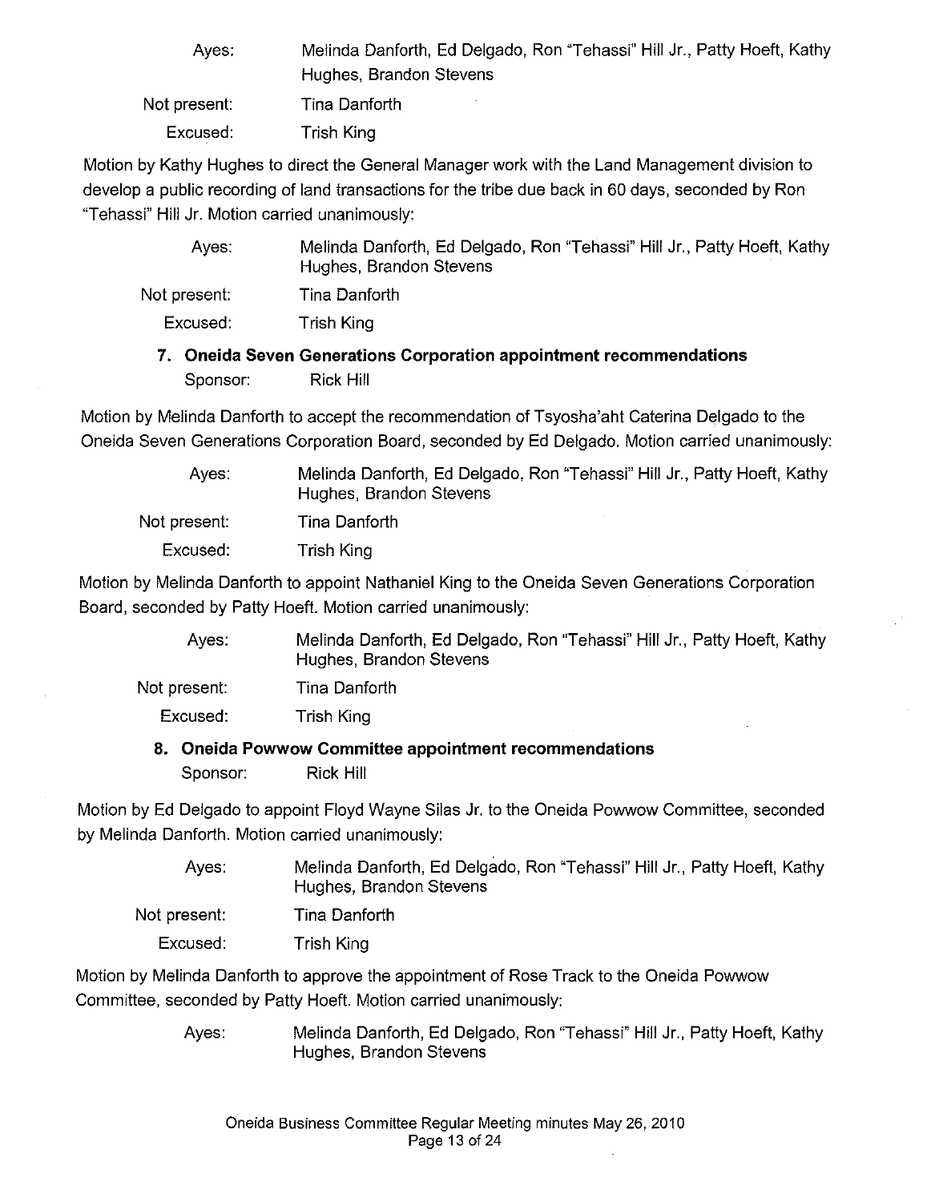Ayes: Melinda Danforth, Ed Delgado, Ron "Tehassi" Hill Jr., Patty Hoeft, Kathy Hughes, Brandon Stevens

Not present: Tina Danforth

Excused: Trish King

Motion by Kathy Hughes to direct the General Manager work with the Land Management division to develop a public recording of land transactions for the tribe due back in 60 days, seconded by Ron "Tehassi" Hill Jr. Motion carried unanimously:

Ayes: Melinda Danforth, Ed Delgado, Ron "Tehassi" Hill Jr., Patty Hoeft, Kathy Hughes, Brandon Stevens

Not present: Tina Danforth

Excused: Trish King

**7. Oneida Seven Generations Corporation appointment recommendations**

Sponsor: Rick Hill

Motion by Melinda Danforth to accept the recommendation of Tsyosha'aht Caterina Delgado to the Oneida Seven Generations Corporation Board, seconded by Ed Delgado. Motion carried unanimously:

Ayes: Melinda Danforth, Ed Delgado, Ron "Tehassi" Hill Jr., Patty Hoeft, Kathy Hughes, Brandon Stevens

Not present: Tina Danforth

Excused: Trish King

Motion by Melinda Danforth to appoint Nathaniel King to the Oneida Seven Generations Corporation Board, seconded by Patty Hoeft. Motion carried unanimously:

Ayes: Melinda Danforth, Ed Delgado, Ron "Tehassi" Hill Jr., Patty Hoeft, Kathy Hughes, Brandon Stevens

Not present: Tina Danforth

Excused: Trish King

**8. Oneida Powwow Committee appointment recommendations**

Sponsor: Rick Hill

Motion by Ed Delgado to appoint Floyd Wayne Silas Jr. to the Oneida Powwow Committee, seconded by Melinda Danforth. Motion carried unanimously:

Ayes: Melinda Danforth, Ed Delgado, Ron "Tehassi" Hill Jr., Patty Hoeft, Kathy Hughes, Brandon Stevens

Not present: Tina Danforth

Excused: Trish King

Motion by Melinda Danforth to approve the appointment of Rose Track to the Oneida Powwow Committee, seconded by Patty Hoeft. Motion carried unanimously:

Ayes: Melinda Danforth, Ed Delgado, Ron "Tehassi" Hill Jr., Patty Hoeft, Kathy Hughes, Brandon Stevens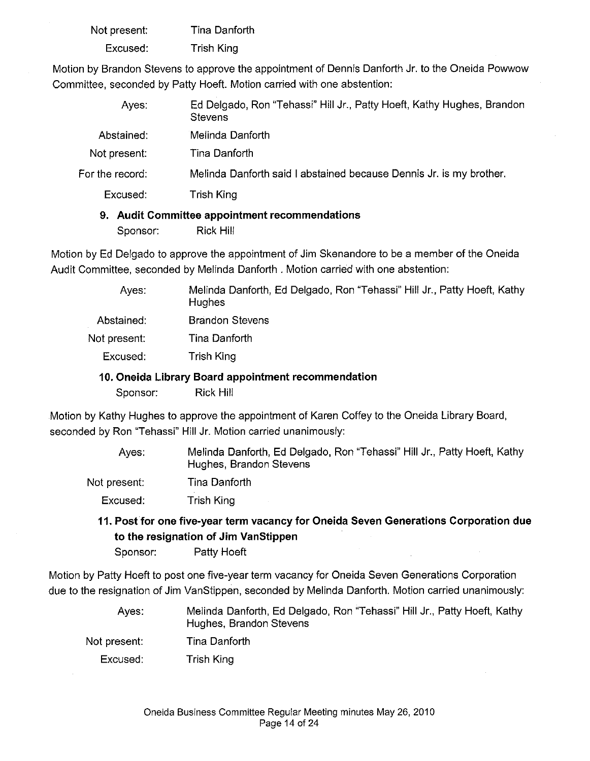| | |
|---|---|
| Not present: | Tina Danforth |
| Excused: | Trish King |

Motion by Brandon Stevens to approve the appointment of Dennis Danforth Jr. to the Oneida Powwow Committee, seconded by Patty Hoeft. Motion carried with one abstention:

| | |
|---|---|
| Ayes: | Ed Delgado, Ron "Tehassi" Hill Jr., Patty Hoeft, Kathy Hughes, Brandon Stevens |
| Abstained: | Melinda Danforth |
| Not present: | Tina Danforth |
| For the record: | Melinda Danforth said I abstained because Dennis Jr. is my brother. |
| Excused: | Trish King |

### 9. Audit Committee appointment recommendations

Sponsor: Rick Hill

Motion by Ed Delgado to approve the appointment of Jim Skenandore to be a member of the Oneida Audit Committee, seconded by Melinda Danforth . Motion carried with one abstention:

| | |
|---|---|
| Ayes: | Melinda Danforth, Ed Delgado, Ron "Tehassi" Hill Jr., Patty Hoeft, Kathy Hughes |
| Abstained: | Brandon Stevens |
| Not present: | Tina Danforth |
| Excused: | Trish King |

### 10. Oneida Library Board appointment recommendation

Sponsor: Rick Hill

Motion by Kathy Hughes to approve the appointment of Karen Coffey to the Oneida Library Board, seconded by Ron "Tehassi" Hill Jr. Motion carried unanimously:

| | |
|---|---|
| Ayes: | Melinda Danforth, Ed Delgado, Ron "Tehassi" Hill Jr., Patty Hoeft, Kathy Hughes, Brandon Stevens |
| Not present: | Tina Danforth |
| Excused: | Trish King |

### 11. Post for one five-year term vacancy for Oneida Seven Generations Corporation due to the resignation of Jim VanStippen

Sponsor: Patty Hoeft

Motion by Patty Hoeft to post one five-year term vacancy for Oneida Seven Generations Corporation due to the resignation of Jim VanStippen, seconded by Melinda Danforth. Motion carried unanimously:

| | |
|---|---|
| Ayes: | Melinda Danforth, Ed Delgado, Ron "Tehassi" Hill Jr., Patty Hoeft, Kathy Hughes, Brandon Stevens |
| Not present: | Tina Danforth |
| Excused: | Trish King |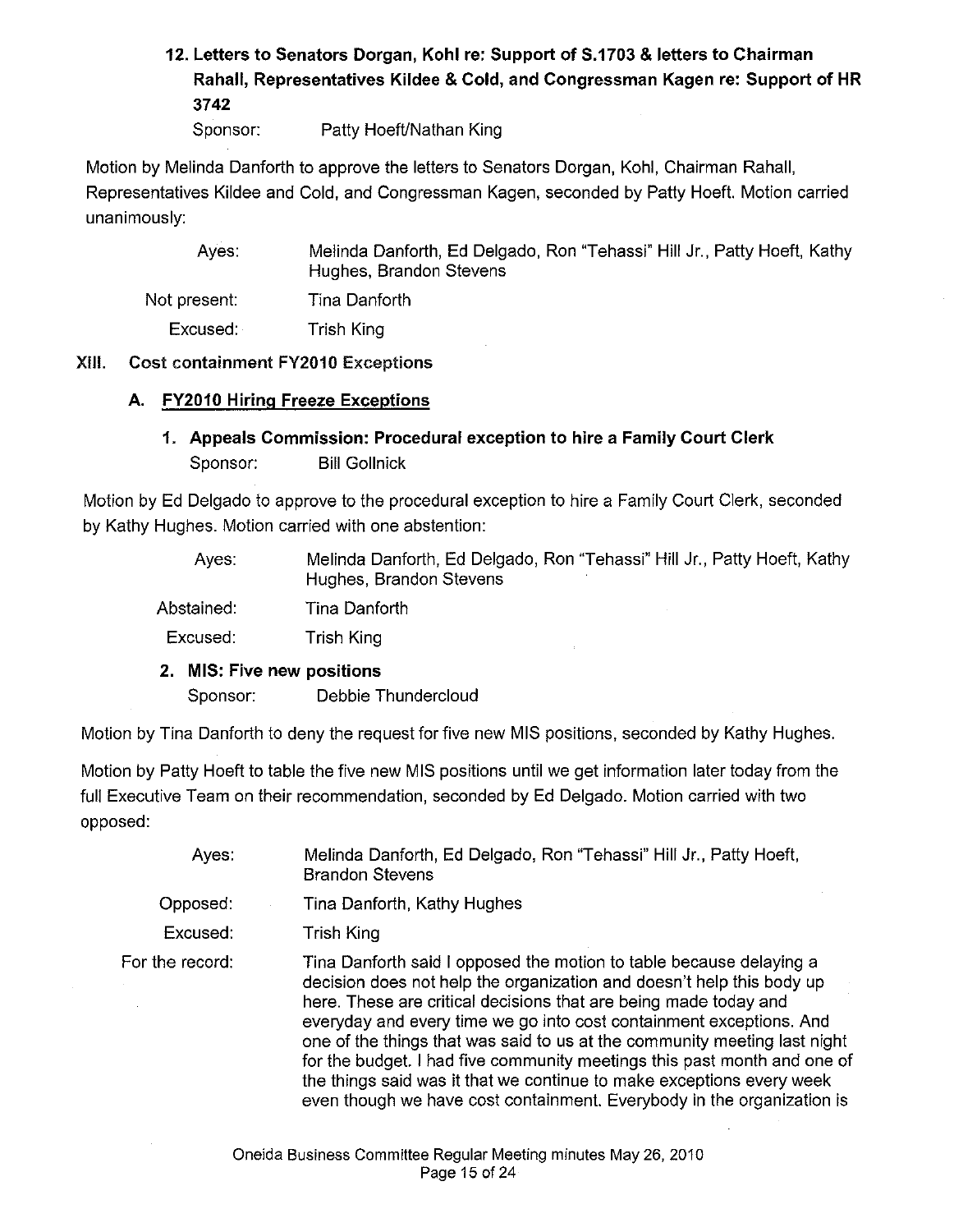### 12. Letters to Senators Dorgan, Kohl re: Support of S.1703 & letters to Chairman Rahall, Representatives Kildee & Cold, and Congressman Kagen re: Support of HR 3742

Sponsor: Patty Hoeft/Nathan King

Motion by Melinda Danforth to approve the letters to Senators Dorgan, Kohl, Chairman Rahall, Representatives Kildee and Cold, and Congressman Kagen, seconded by Patty Hoeft. Motion carried unanimously:

| | |
|---|---|
| Ayes: | Melinda Danforth, Ed Delgado, Ron "Tehassi" Hill Jr., Patty Hoeft, Kathy Hughes, Brandon Stevens |
| Not present: | Tina Danforth |
| Excused: | Trish King |

## XIII. Cost containment FY2010 Exceptions

### A. FY2010 Hiring Freeze Exceptions

#### 1. Appeals Commission: Procedural exception to hire a Family Court Clerk

Sponsor: Bill Gollnick

Motion by Ed Delgado to approve to the procedural exception to hire a Family Court Clerk, seconded by Kathy Hughes. Motion carried with one abstention:

| | |
|---|---|
| Ayes: | Melinda Danforth, Ed Delgado, Ron "Tehassi" Hill Jr., Patty Hoeft, Kathy Hughes, Brandon Stevens |
| Abstained: | Tina Danforth |
| Excused: | Trish King |

#### 2. MIS: Five new positions

Sponsor: Debbie Thundercloud

Motion by Tina Danforth to deny the request for five new MIS positions, seconded by Kathy Hughes.

Motion by Patty Hoeft to table the five new MIS positions until we get information later today from the full Executive Team on their recommendation, seconded by Ed Delgado. Motion carried with two opposed:

| | |
|---|---|
| Ayes: | Melinda Danforth, Ed Delgado, Ron "Tehassi" Hill Jr., Patty Hoeft, Brandon Stevens |
| Opposed: | Tina Danforth, Kathy Hughes |
| Excused: | Trish King |
| For the record: | Tina Danforth said I opposed the motion to table because delaying a decision does not help the organization and doesn't help this body up here. These are critical decisions that are being made today and everyday and every time we go into cost containment exceptions. And one of the things that was said to us at the community meeting last night for the budget. I had five community meetings this past month and one of the things said was it that we continue to make exceptions every week even though we have cost containment. Everybody in the organization is |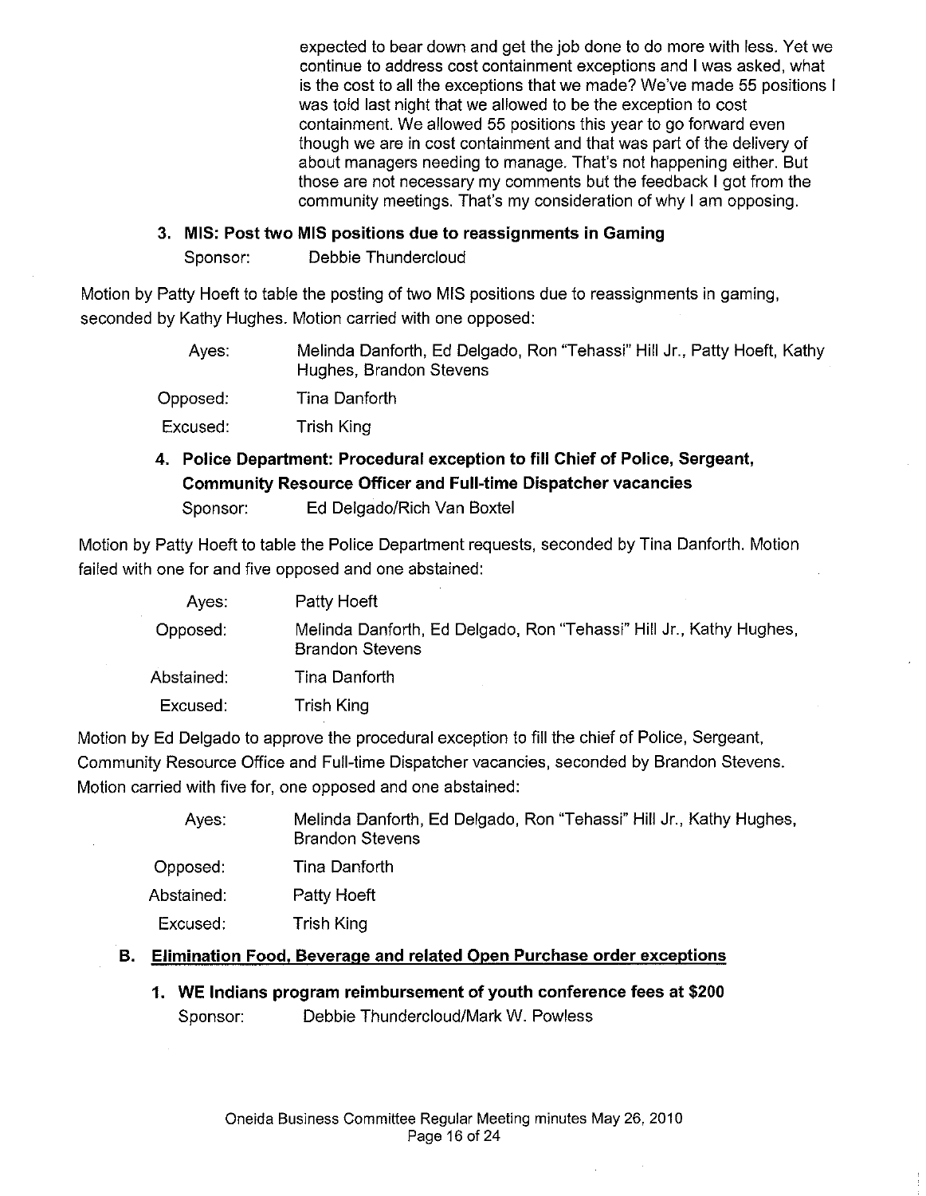expected to bear down and get the job done to do more with less. Yet we continue to address cost containment exceptions and I was asked, what is the cost to all the exceptions that we made? We've made 55 positions I was told last night that we allowed to be the exception to cost containment. We allowed 55 positions this year to go forward even though we are in cost containment and that was part of the delivery of about managers needing to manage. That's not happening either. But those are not necessary my comments but the feedback I got from the community meetings. That's my consideration of why I am opposing.

### 3. MIS: Post two MIS positions due to reassignments in Gaming

Sponsor: Debbie Thundercloud

Motion by Patty Hoeft to table the posting of two MIS positions due to reassignments in gaming, seconded by Kathy Hughes. Motion carried with one opposed:

| | |
|---|---|
| Ayes: | Melinda Danforth, Ed Delgado, Ron "Tehassi" Hill Jr., Patty Hoeft, Kathy Hughes, Brandon Stevens |
| Opposed: | Tina Danforth |
| Excused: | Trish King |

### 4. Police Department: Procedural exception to fill Chief of Police, Sergeant, Community Resource Officer and Full-time Dispatcher vacancies

Sponsor: Ed Delgado/Rich Van Boxtel

Motion by Patty Hoeft to table the Police Department requests, seconded by Tina Danforth. Motion failed with one for and five opposed and one abstained:

| | |
|---|---|
| Ayes: | Patty Hoeft |
| Opposed: | Melinda Danforth, Ed Delgado, Ron "Tehassi" Hill Jr., Kathy Hughes, Brandon Stevens |
| Abstained: | Tina Danforth |
| Excused: | Trish King |

Motion by Ed Delgado to approve the procedural exception to fill the chief of Police, Sergeant, Community Resource Office and Full-time Dispatcher vacancies, seconded by Brandon Stevens. Motion carried with five for, one opposed and one abstained:

| | |
|---|---|
| Ayes: | Melinda Danforth, Ed Delgado, Ron "Tehassi" Hill Jr., Kathy Hughes, Brandon Stevens |
| Opposed: | Tina Danforth |
| Abstained: | Patty Hoeft |
| Excused: | Trish King |

## B. Elimination Food, Beverage and related Open Purchase order exceptions

### 1. WE Indians program reimbursement of youth conference fees at $200

Sponsor: Debbie Thundercloud/Mark W. Powless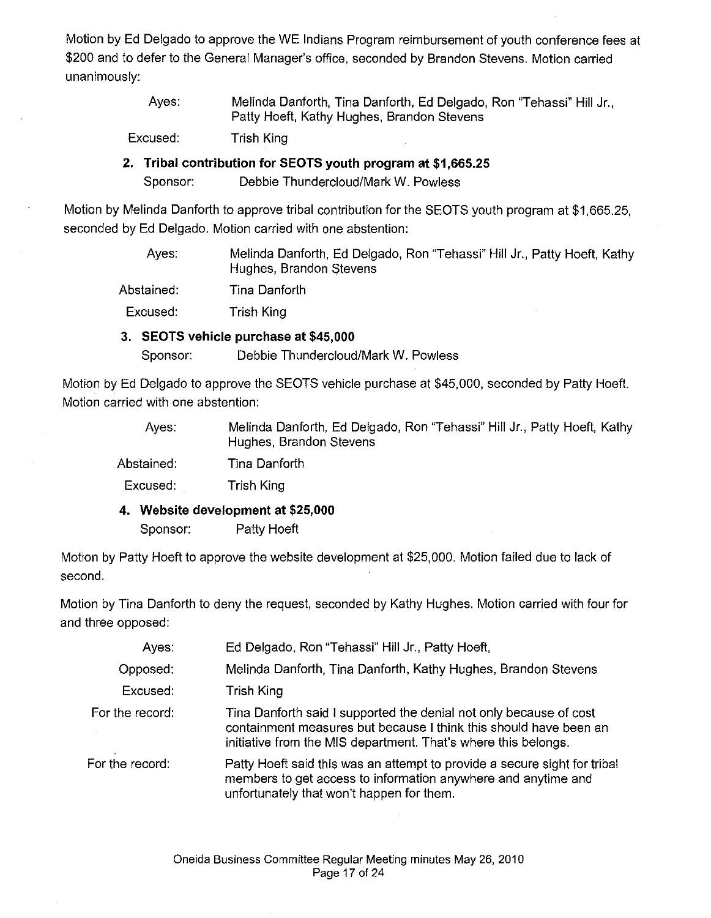Motion by Ed Delgado to approve the WE Indians Program reimbursement of youth conference fees at $200 and to defer to the General Manager's office, seconded by Brandon Stevens. Motion carried unanimously:

| | |
|---|---|
| Ayes: | Melinda Danforth, Tina Danforth, Ed Delgado, Ron "Tehassi" Hill Jr., Patty Hoeft, Kathy Hughes, Brandon Stevens |
| Excused: | Trish King |

**2. Tribal contribution for SEOTS youth program at $1,665.25**

Sponsor: Debbie Thundercloud/Mark W. Powless

Motion by Melinda Danforth to approve tribal contribution for the SEOTS youth program at $1,665.25, seconded by Ed Delgado. Motion carried with one abstention:

| | |
|---|---|
| Ayes: | Melinda Danforth, Ed Delgado, Ron "Tehassi" Hill Jr., Patty Hoeft, Kathy Hughes, Brandon Stevens |
| Abstained: | Tina Danforth |
| Excused: | Trish King |

**3. SEOTS vehicle purchase at $45,000**

Sponsor: Debbie Thundercloud/Mark W. Powless

Motion by Ed Delgado to approve the SEOTS vehicle purchase at $45,000, seconded by Patty Hoeft. Motion carried with one abstention:

| | |
|---|---|
| Ayes: | Melinda Danforth, Ed Delgado, Ron "Tehassi" Hill Jr., Patty Hoeft, Kathy Hughes, Brandon Stevens |
| Abstained: | Tina Danforth |
| Excused: | Trish King |

**4. Website development at $25,000**

Sponsor: Patty Hoeft

Motion by Patty Hoeft to approve the website development at $25,000. Motion failed due to lack of second.

Motion by Tina Danforth to deny the request, seconded by Kathy Hughes. Motion carried with four for and three opposed:

| | |
|---|---|
| Ayes: | Ed Delgado, Ron "Tehassi" Hill Jr., Patty Hoeft, |
| Opposed: | Melinda Danforth, Tina Danforth, Kathy Hughes, Brandon Stevens |
| Excused: | Trish King |
| For the record: | Tina Danforth said I supported the denial not only because of cost containment measures but because I think this should have been an initiative from the MIS department. That's where this belongs. |
| For the record: | Patty Hoeft said this was an attempt to provide a secure sight for tribal members to get access to information anywhere and anytime and unfortunately that won't happen for them. |

Oneida Business Committee Regular Meeting minutes May 26, 2010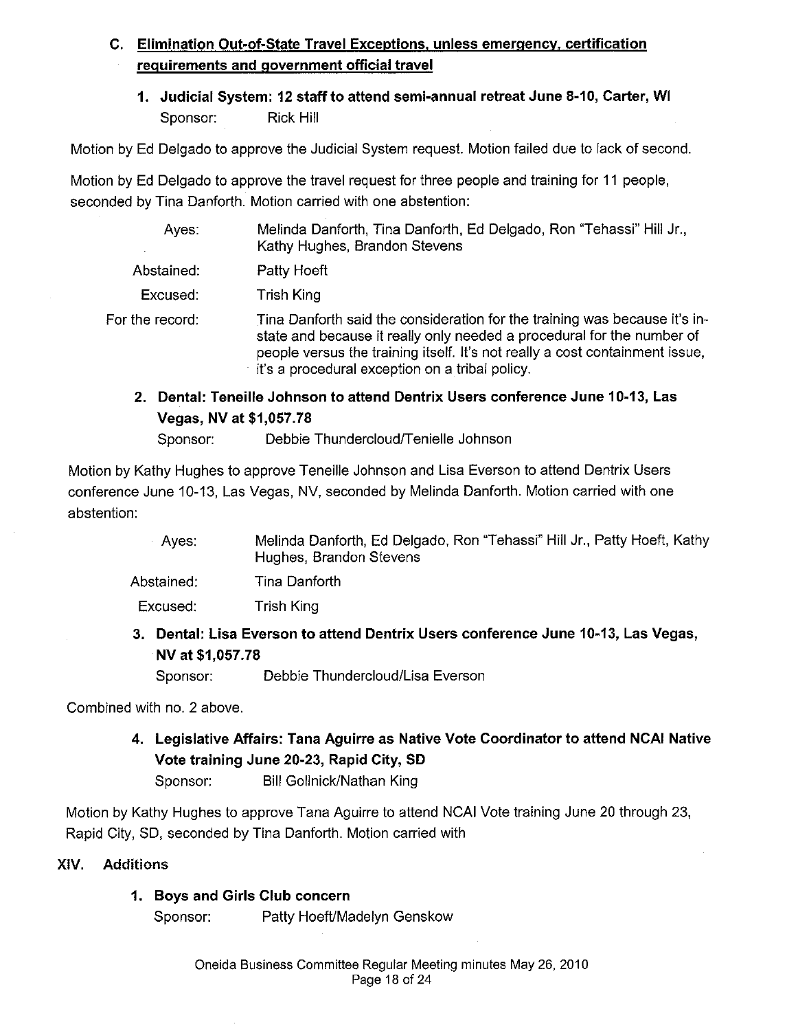### C. Elimination Out-of-State Travel Exceptions, unless emergency, certification requirements and government official travel

#### 1. Judicial System: 12 staff to attend semi-annual retreat June 8-10, Carter, WI

Sponsor: Rick Hill

Motion by Ed Delgado to approve the Judicial System request. Motion failed due to lack of second.

Motion by Ed Delgado to approve the travel request for three people and training for 11 people, seconded by Tina Danforth. Motion carried with one abstention:

| | |
|---|---|
| Ayes: | Melinda Danforth, Tina Danforth, Ed Delgado, Ron "Tehassi" Hill Jr., Kathy Hughes, Brandon Stevens |
| Abstained: | Patty Hoeft |
| Excused: | Trish King |
| For the record: | Tina Danforth said the consideration for the training was because it's in-state and because it really only needed a procedural for the number of people versus the training itself. It's not really a cost containment issue, it's a procedural exception on a tribal policy. |

#### 2. Dental: Teneille Johnson to attend Dentrix Users conference June 10-13, Las Vegas, NV at $1,057.78

Sponsor: Debbie Thundercloud/Tenielle Johnson

Motion by Kathy Hughes to approve Teneille Johnson and Lisa Everson to attend Dentrix Users conference June 10-13, Las Vegas, NV, seconded by Melinda Danforth. Motion carried with one abstention:

| | |
|---|---|
| Ayes: | Melinda Danforth, Ed Delgado, Ron "Tehassi" Hill Jr., Patty Hoeft, Kathy Hughes, Brandon Stevens |
| Abstained: | Tina Danforth |
| Excused: | Trish King |

#### 3. Dental: Lisa Everson to attend Dentrix Users conference June 10-13, Las Vegas, NV at $1,057.78

Sponsor: Debbie Thundercloud/Lisa Everson

Combined with no. 2 above.

#### 4. Legislative Affairs: Tana Aguirre as Native Vote Coordinator to attend NCAI Native Vote training June 20-23, Rapid City, SD

Sponsor: Bill Gollnick/Nathan King

Motion by Kathy Hughes to approve Tana Aguirre to attend NCAI Vote training June 20 through 23, Rapid City, SD, seconded by Tina Danforth. Motion carried with

## XIV. Additions

#### 1. Boys and Girls Club concern

Sponsor: Patty Hoeft/Madelyn Genskow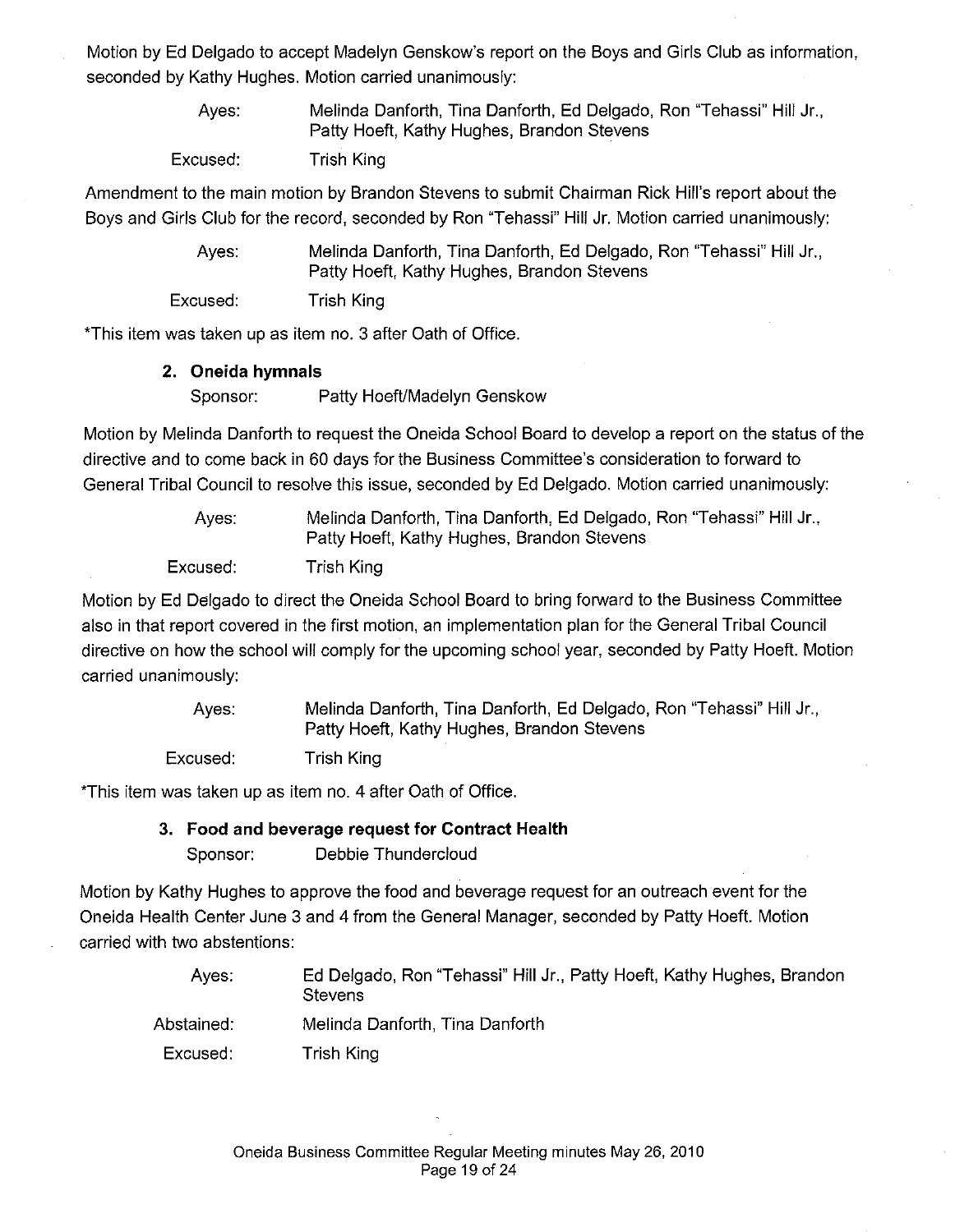Motion by Ed Delgado to accept Madelyn Genskow's report on the Boys and Girls Club as information, seconded by Kathy Hughes. Motion carried unanimously:

| | |
|---|---|
| Ayes: | Melinda Danforth, Tina Danforth, Ed Delgado, Ron "Tehassi" Hill Jr., Patty Hoeft, Kathy Hughes, Brandon Stevens |
| Excused: | Trish King |

Amendment to the main motion by Brandon Stevens to submit Chairman Rick Hill's report about the Boys and Girls Club for the record, seconded by Ron "Tehassi" Hill Jr. Motion carried unanimously:

| | |
|---|---|
| Ayes: | Melinda Danforth, Tina Danforth, Ed Delgado, Ron "Tehassi" Hill Jr., Patty Hoeft, Kathy Hughes, Brandon Stevens |
| Excused: | Trish King |

*This item was taken up as item no. 3 after Oath of Office.

### 2. Oneida hymnals

Sponsor: Patty Hoeft/Madelyn Genskow

Motion by Melinda Danforth to request the Oneida School Board to develop a report on the status of the directive and to come back in 60 days for the Business Committee's consideration to forward to General Tribal Council to resolve this issue, seconded by Ed Delgado. Motion carried unanimously:

| | |
|---|---|
| Ayes: | Melinda Danforth, Tina Danforth, Ed Delgado, Ron "Tehassi" Hill Jr., Patty Hoeft, Kathy Hughes, Brandon Stevens |
| Excused: | Trish King |

Motion by Ed Delgado to direct the Oneida School Board to bring forward to the Business Committee also in that report covered in the first motion, an implementation plan for the General Tribal Council directive on how the school will comply for the upcoming school year, seconded by Patty Hoeft. Motion carried unanimously:

| | |
|---|---|
| Ayes: | Melinda Danforth, Tina Danforth, Ed Delgado, Ron "Tehassi" Hill Jr., Patty Hoeft, Kathy Hughes, Brandon Stevens |
| Excused: | Trish King |

*This item was taken up as item no. 4 after Oath of Office.

### 3. Food and beverage request for Contract Health

Sponsor: Debbie Thundercloud

Motion by Kathy Hughes to approve the food and beverage request for an outreach event for the Oneida Health Center June 3 and 4 from the General Manager, seconded by Patty Hoeft. Motion carried with two abstentions:

| | |
|---|---|
| Ayes: | Ed Delgado, Ron "Tehassi" Hill Jr., Patty Hoeft, Kathy Hughes, Brandon Stevens |
| Abstained: | Melinda Danforth, Tina Danforth |
| Excused: | Trish King |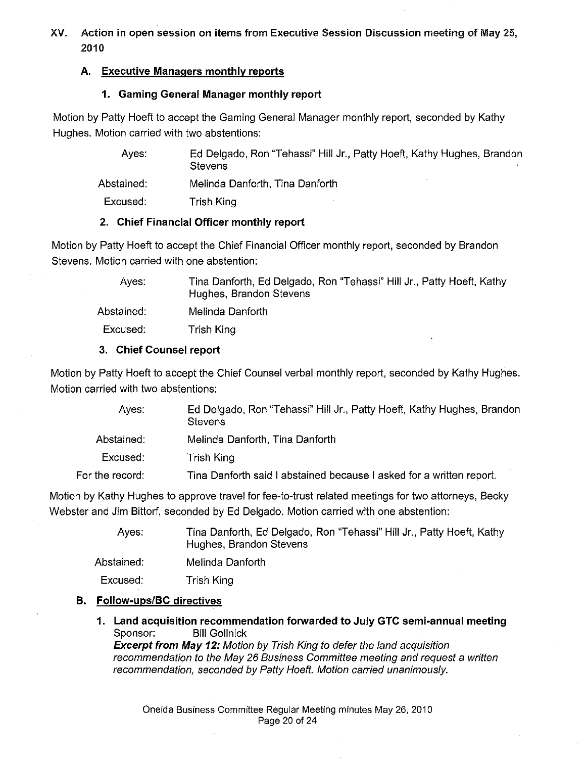## XV. Action in open session on items from Executive Session Discussion meeting of May 25, 2010

### A. Executive Managers monthly reports

#### 1. Gaming General Manager monthly report

Motion by Patty Hoeft to accept the Gaming General Manager monthly report, seconded by Kathy Hughes. Motion carried with two abstentions:

| | |
|---|---|
| Ayes: | Ed Delgado, Ron "Tehassi" Hill Jr., Patty Hoeft, Kathy Hughes, Brandon Stevens |
| Abstained: | Melinda Danforth, Tina Danforth |
| Excused: | Trish King |

#### 2. Chief Financial Officer monthly report

Motion by Patty Hoeft to accept the Chief Financial Officer monthly report, seconded by Brandon Stevens. Motion carried with one abstention:

| | |
|---|---|
| Ayes: | Tina Danforth, Ed Delgado, Ron "Tehassi" Hill Jr., Patty Hoeft, Kathy Hughes, Brandon Stevens |
| Abstained: | Melinda Danforth |
| Excused: | Trish King |

#### 3. Chief Counsel report

Motion by Patty Hoeft to accept the Chief Counsel verbal monthly report, seconded by Kathy Hughes. Motion carried with two abstentions:

| | |
|---|---|
| Ayes: | Ed Delgado, Ron "Tehassi" Hill Jr., Patty Hoeft, Kathy Hughes, Brandon Stevens |
| Abstained: | Melinda Danforth, Tina Danforth |
| Excused: | Trish King |
| For the record: | Tina Danforth said I abstained because I asked for a written report. |

Motion by Kathy Hughes to approve travel for fee-to-trust related meetings for two attorneys, Becky Webster and Jim Bittorf, seconded by Ed Delgado. Motion carried with one abstention:

| | |
|---|---|
| Ayes: | Tina Danforth, Ed Delgado, Ron "Tehassi" Hill Jr., Patty Hoeft, Kathy Hughes, Brandon Stevens |
| Abstained: | Melinda Danforth |
| Excused: | Trish King |

### B. Follow-ups/BC directives

#### 1. Land acquisition recommendation forwarded to July GTC semi-annual meeting

Sponsor: Bill Gollnick

***Excerpt from May 12:*** *Motion by Trish King to defer the land acquisition recommendation to the May 26 Business Committee meeting and request a written recommendation, seconded by Patty Hoeft. Motion carried unanimously.*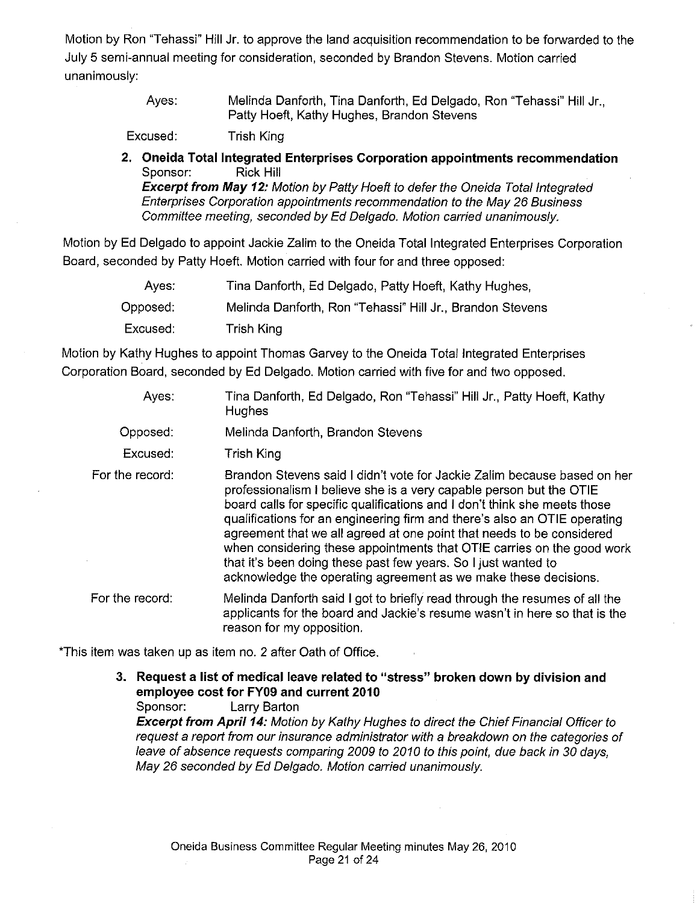Motion by Ron "Tehassi" Hill Jr. to approve the land acquisition recommendation to be forwarded to the July 5 semi-annual meeting for consideration, seconded by Brandon Stevens. Motion carried unanimously:

| | |
|---|---|
| Ayes: | Melinda Danforth, Tina Danforth, Ed Delgado, Ron "Tehassi" Hill Jr., Patty Hoeft, Kathy Hughes, Brandon Stevens |
| Excused: | Trish King |

**2. Oneida Total Integrated Enterprises Corporation appointments recommendation**
Sponsor: Rick Hill
***Excerpt from May 12:*** *Motion by Patty Hoeft to defer the Oneida Total Integrated Enterprises Corporation appointments recommendation to the May 26 Business Committee meeting, seconded by Ed Delgado. Motion carried unanimously.*

Motion by Ed Delgado to appoint Jackie Zalim to the Oneida Total Integrated Enterprises Corporation Board, seconded by Patty Hoeft. Motion carried with four for and three opposed:

| | |
|---|---|
| Ayes: | Tina Danforth, Ed Delgado, Patty Hoeft, Kathy Hughes, |
| Opposed: | Melinda Danforth, Ron "Tehassi" Hill Jr., Brandon Stevens |
| Excused: | Trish King |

Motion by Kathy Hughes to appoint Thomas Garvey to the Oneida Total Integrated Enterprises Corporation Board, seconded by Ed Delgado. Motion carried with five for and two opposed.

| | |
|---|---|
| Ayes: | Tina Danforth, Ed Delgado, Ron "Tehassi" Hill Jr., Patty Hoeft, Kathy Hughes |
| Opposed: | Melinda Danforth, Brandon Stevens |
| Excused: | Trish King |
| For the record: | Brandon Stevens said I didn't vote for Jackie Zalim because based on her professionalism I believe she is a very capable person but the OTIE board calls for specific qualifications and I don't think she meets those qualifications for an engineering firm and there's also an OTIE operating agreement that we all agreed at one point that needs to be considered when considering these appointments that OTIE carries on the good work that it's been doing these past few years. So I just wanted to acknowledge the operating agreement as we make these decisions. |
| For the record: | Melinda Danforth said I got to briefly read through the resumes of all the applicants for the board and Jackie's resume wasn't in here so that is the reason for my opposition. |

*This item was taken up as item no. 2 after Oath of Office.

**3. Request a list of medical leave related to "stress" broken down by division and employee cost for FY09 and current 2010**
Sponsor: Larry Barton
***Excerpt from April 14:*** *Motion by Kathy Hughes to direct the Chief Financial Officer to request a report from our insurance administrator with a breakdown on the categories of leave of absence requests comparing 2009 to 2010 to this point, due back in 30 days, May 26 seconded by Ed Delgado. Motion carried unanimously.*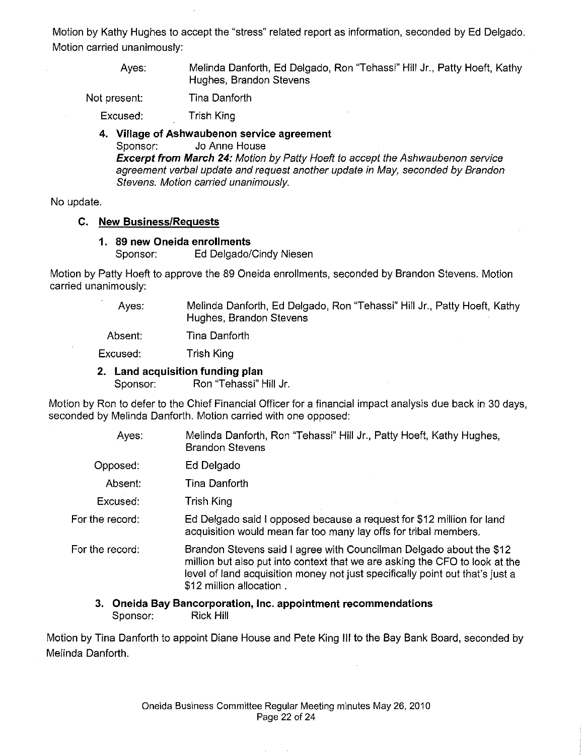Motion by Kathy Hughes to accept the "stress" related report as information, seconded by Ed Delgado. Motion carried unanimously:

| | |
|---|---|
| Ayes: | Melinda Danforth, Ed Delgado, Ron "Tehassi" Hill Jr., Patty Hoeft, Kathy Hughes, Brandon Stevens |
| Not present: | Tina Danforth |
| Excused: | Trish King |

**4. Village of Ashwaubenon service agreement**
Sponsor: Jo Anne House
***Excerpt from March 24:*** *Motion by Patty Hoeft to accept the Ashwaubenon service agreement verbal update and request another update in May, seconded by Brandon Stevens. Motion carried unanimously.*

No update.

### C. New Business/Requests

**1. 89 new Oneida enrollments**
Sponsor: Ed Delgado/Cindy Niesen

Motion by Patty Hoeft to approve the 89 Oneida enrollments, seconded by Brandon Stevens. Motion carried unanimously:

| | |
|---|---|
| Ayes: | Melinda Danforth, Ed Delgado, Ron "Tehassi" Hill Jr., Patty Hoeft, Kathy Hughes, Brandon Stevens |
| Absent: | Tina Danforth |
| Excused: | Trish King |

**2. Land acquisition funding plan**
Sponsor: Ron "Tehassi" Hill Jr.

Motion by Ron to defer to the Chief Financial Officer for a financial impact analysis due back in 30 days, seconded by Melinda Danforth. Motion carried with one opposed:

| | |
|---|---|
| Ayes: | Melinda Danforth, Ron "Tehassi" Hill Jr., Patty Hoeft, Kathy Hughes, Brandon Stevens |
| Opposed: | Ed Delgado |
| Absent: | Tina Danforth |
| Excused: | Trish King |
| For the record: | Ed Delgado said I opposed because a request for $12 million for land acquisition would mean far too many lay offs for tribal members. |
| For the record: | Brandon Stevens said I agree with Councilman Delgado about the $12 million but also put into context that we are asking the CFO to look at the level of land acquisition money not just specifically point out that's just a $12 million allocation . |

**3. Oneida Bay Bancorporation, Inc. appointment recommendations**
Sponsor: Rick Hill

Motion by Tina Danforth to appoint Diane House and Pete King III to the Bay Bank Board, seconded by Melinda Danforth.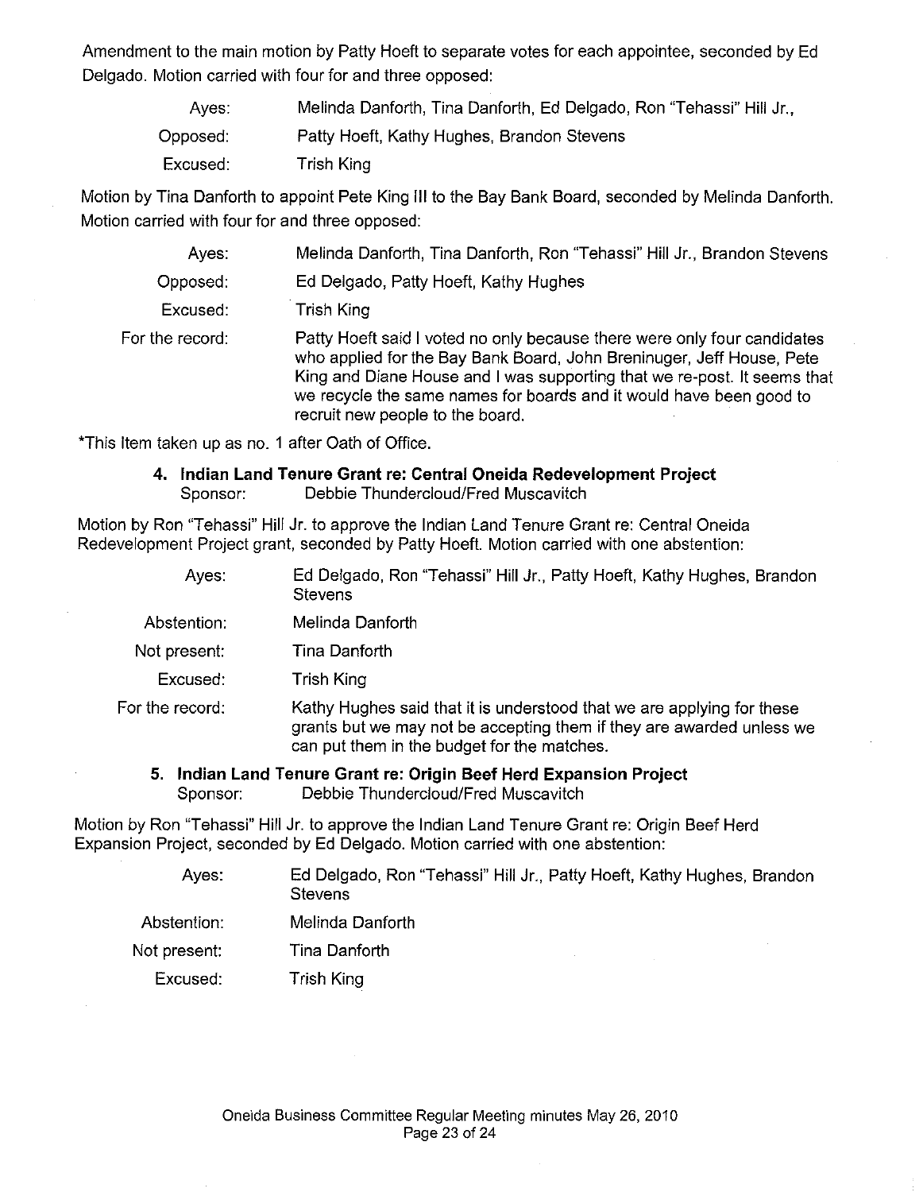Amendment to the main motion by Patty Hoeft to separate votes for each appointee, seconded by Ed Delgado. Motion carried with four for and three opposed:

| | |
|---|---|
| Ayes: | Melinda Danforth, Tina Danforth, Ed Delgado, Ron "Tehassi" Hill Jr., |
| Opposed: | Patty Hoeft, Kathy Hughes, Brandon Stevens |
| Excused: | Trish King |

Motion by Tina Danforth to appoint Pete King III to the Bay Bank Board, seconded by Melinda Danforth. Motion carried with four for and three opposed:

| | |
|---|---|
| Ayes: | Melinda Danforth, Tina Danforth, Ron "Tehassi" Hill Jr., Brandon Stevens |
| Opposed: | Ed Delgado, Patty Hoeft, Kathy Hughes |
| Excused: | Trish King |
| For the record: | Patty Hoeft said I voted no only because there were only four candidates who applied for the Bay Bank Board, John Breninuger, Jeff House, Pete King and Diane House and I was supporting that we re-post. It seems that we recycle the same names for boards and it would have been good to recruit new people to the board. |

*This Item taken up as no. 1 after Oath of Office.

**4. Indian Land Tenure Grant re: Central Oneida Redevelopment Project**
Sponsor: Debbie Thundercloud/Fred Muscavitch

Motion by Ron "Tehassi" Hill Jr. to approve the Indian Land Tenure Grant re: Central Oneida Redevelopment Project grant, seconded by Patty Hoeft. Motion carried with one abstention:

| | |
|---|---|
| Ayes: | Ed Delgado, Ron "Tehassi" Hill Jr., Patty Hoeft, Kathy Hughes, Brandon Stevens |
| Abstention: | Melinda Danforth |
| Not present: | Tina Danforth |
| Excused: | Trish King |
| For the record: | Kathy Hughes said that it is understood that we are applying for these grants but we may not be accepting them if they are awarded unless we can put them in the budget for the matches. |

**5. Indian Land Tenure Grant re: Origin Beef Herd Expansion Project**
Sponsor: Debbie Thundercloud/Fred Muscavitch

Motion by Ron "Tehassi" Hill Jr. to approve the Indian Land Tenure Grant re: Origin Beef Herd Expansion Project, seconded by Ed Delgado. Motion carried with one abstention:

| | |
|---|---|
| Ayes: | Ed Delgado, Ron "Tehassi" Hill Jr., Patty Hoeft, Kathy Hughes, Brandon Stevens |
| Abstention: | Melinda Danforth |
| Not present: | Tina Danforth |
| Excused: | Trish King |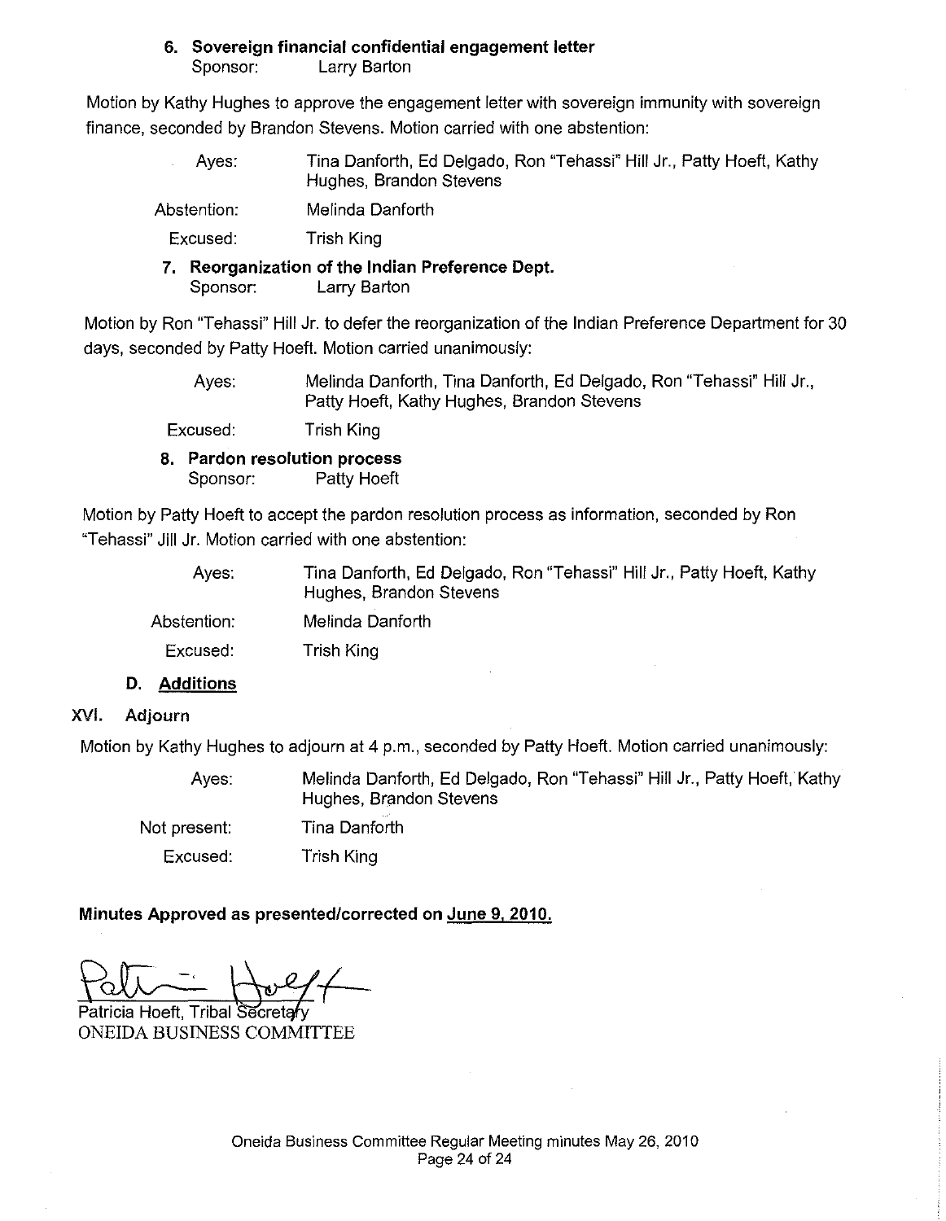6. **Sovereign financial confidential engagement letter**
Sponsor: Larry Barton

Motion by Kathy Hughes to approve the engagement letter with sovereign immunity with sovereign finance, seconded by Brandon Stevens. Motion carried with one abstention:

| | |
|---|---|
| Ayes: | Tina Danforth, Ed Delgado, Ron "Tehassi" Hill Jr., Patty Hoeft, Kathy Hughes, Brandon Stevens |
| Abstention: | Melinda Danforth |
| Excused: | Trish King |

7. **Reorganization of the Indian Preference Dept.**
Sponsor: Larry Barton

Motion by Ron "Tehassi" Hill Jr. to defer the reorganization of the Indian Preference Department for 30 days, seconded by Patty Hoeft. Motion carried unanimously:

| | |
|---|---|
| Ayes: | Melinda Danforth, Tina Danforth, Ed Delgado, Ron "Tehassi" Hill Jr., Patty Hoeft, Kathy Hughes, Brandon Stevens |
| Excused: | Trish King |

8. **Pardon resolution process**
Sponsor: Patty Hoeft

Motion by Patty Hoeft to accept the pardon resolution process as information, seconded by Ron "Tehassi" Jill Jr. Motion carried with one abstention:

| | |
|---|---|
| Ayes: | Tina Danforth, Ed Delgado, Ron "Tehassi" Hill Jr., Patty Hoeft, Kathy Hughes, Brandon Stevens |
| Abstention: | Melinda Danforth |
| Excused: | Trish King |

### D. Additions

## XVI. Adjourn

Motion by Kathy Hughes to adjourn at 4 p.m., seconded by Patty Hoeft. Motion carried unanimously:

| | |
|---|---|
| Ayes: | Melinda Danforth, Ed Delgado, Ron "Tehassi" Hill Jr., Patty Hoeft, Kathy Hughes, Brandon Stevens |
| Not present: | Tina Danforth |
| Excused: | Trish King |

**Minutes Approved as presented/corrected on June 9, 2010.**

Patricia Hoeft, Tribal Secretary
ONEIDA BUSINESS COMMITTEE